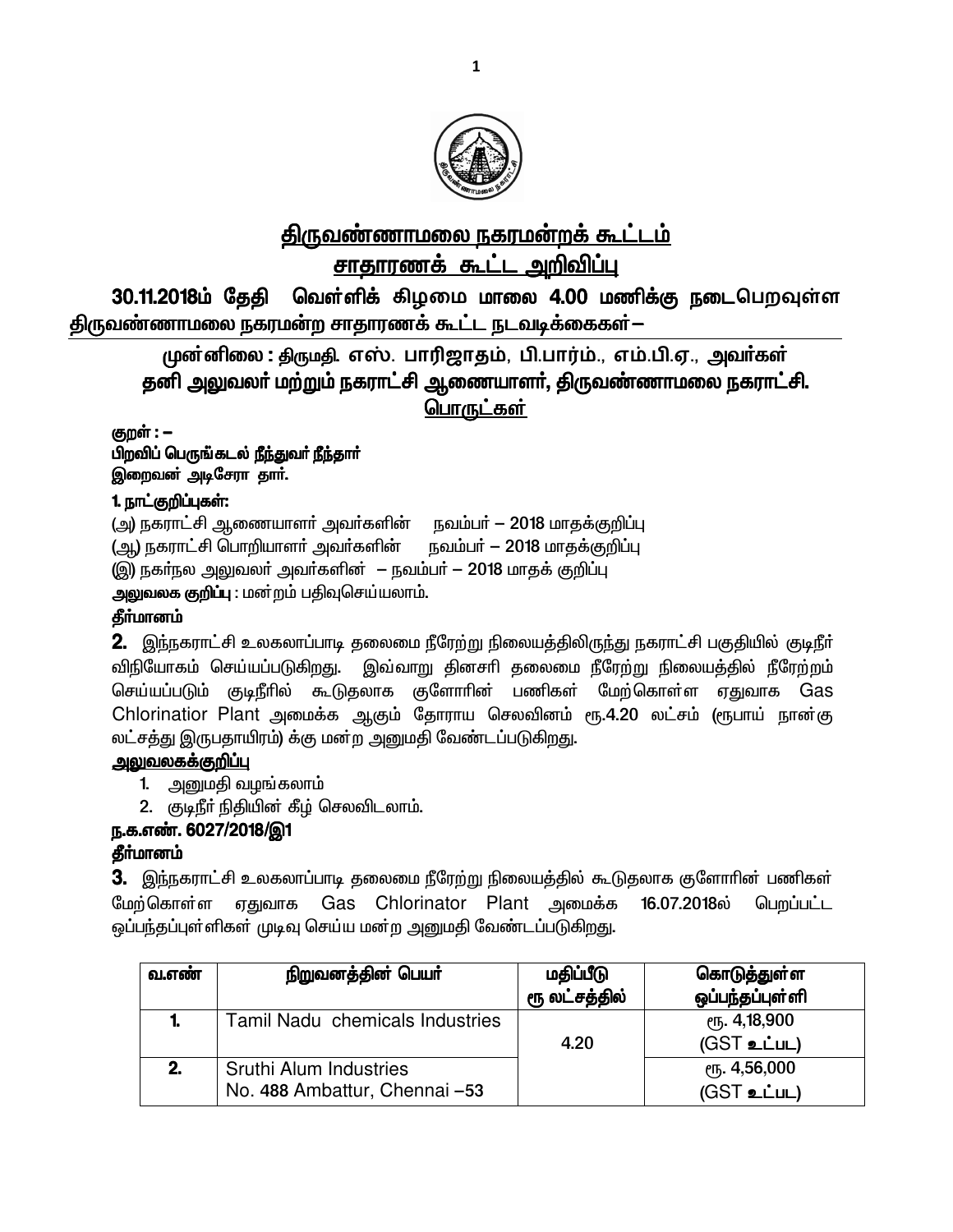# திருவண்ணாமலை நகரமன்றக் கூட்டம்

## சாதாரணக் கூட்ட அறிவிப்பு

**30.11.2018ம் தேதி வெள்ளிக் கிழமை மாலை 4.00 மணிக்கு நடைபெறவுள்ள திருவண்ணாமலை நகரமன்ற சாதாரணக் கூட்ட நடவடிக்கைகள் –**

**முன்னிலை : திருமதி. எஸ். பாரிஜாதம், பி.பார்ம்., எம்.பி.ஏ., அவர்கள்**
**தனி அலுவலர் மற்றும் நகராட்சி ஆணையாளர், திருவண்ணாமலை நகராட்சி.**

**பொருட்கள்**

**குறள் : –**
**பிறவிப் பெருங்கடல் நீந்துவர் நீந்தார்**
**இறைவன் அடிசேரா தார்.**

**1. நாட்குறிப்புகள்:**

(அ) நகராட்சி ஆணையாளர் அவர்களின் நவம்பர் – 2018 மாதக்குறிப்பு
(ஆ) நகராட்சி பொறியாளர் அவர்களின் நவம்பர் – 2018 மாதக்குறிப்பு
(இ) நகர்நல அலுவலர் அவர்களின் – நவம்பர் – 2018 மாதக் குறிப்பு

**அலுவலக குறிப்பு** : மன்றம் பதிவுசெய்யலாம்.

**தீர்மானம்**

**2.** இந்நகராட்சி உலகலாப்பாடி தலைமை நீரேற்று நிலையத்திலிருந்து நகராட்சி பகுதியில் குடிநீர் விநியோகம் செய்யப்படுகிறது. இவ்வாறு தினசரி தலைமை நீரேற்று நிலையத்தில் நீரேற்றம் செய்யப்படும் குடிநீரில் கூடுதலாக குளோரின் பணிகள் மேற்கொள்ள ஏதுவாக Gas Chlorinatior Plant அமைக்க ஆகும் தோராய செலவினம் ரூ.4.20 லட்சம் (ரூபாய் நான்கு லட்சத்து இருபதாயிரம்) க்கு மன்ற அனுமதி வேண்டப்படுகிறது.

**அலுவலகக்குறிப்பு**

1. அனுமதி வழங்கலாம்
2. குடிநீர் நிதியின் கீழ் செலவிடலாம்.

**ந.க.எண். 6027/2018/இ1**

**தீர்மானம்**

**3.** இந்நகராட்சி உலகலாப்பாடி தலைமை நீரேற்று நிலையத்தில் கூடுதலாக குளோரின் பணிகள் மேற்கொள்ள ஏதுவாக Gas Chlorinator Plant அமைக்க 16.07.2018ல் பெறப்பட்ட ஒப்பந்தப்புள்ளிகள் முடிவு செய்ய மன்ற அனுமதி வேண்டப்படுகிறது.

| வ.எண் | நிறுவனத்தின் பெயர் | மதிப்பீடு ரூ லட்சத்தில் | கொடுத்துள்ள ஒப்பந்தப்புள்ளி |
|---|---|---|---|
| 1. | Tamil Nadu chemicals Industries | 4.20 | ரூ. 4,18,900 (GST உட்பட) |
| 2. | Sruthi Alum Industries No. 488 Ambattur, Chennai –53 | | ரூ. 4,56,000 (GST உட்பட) |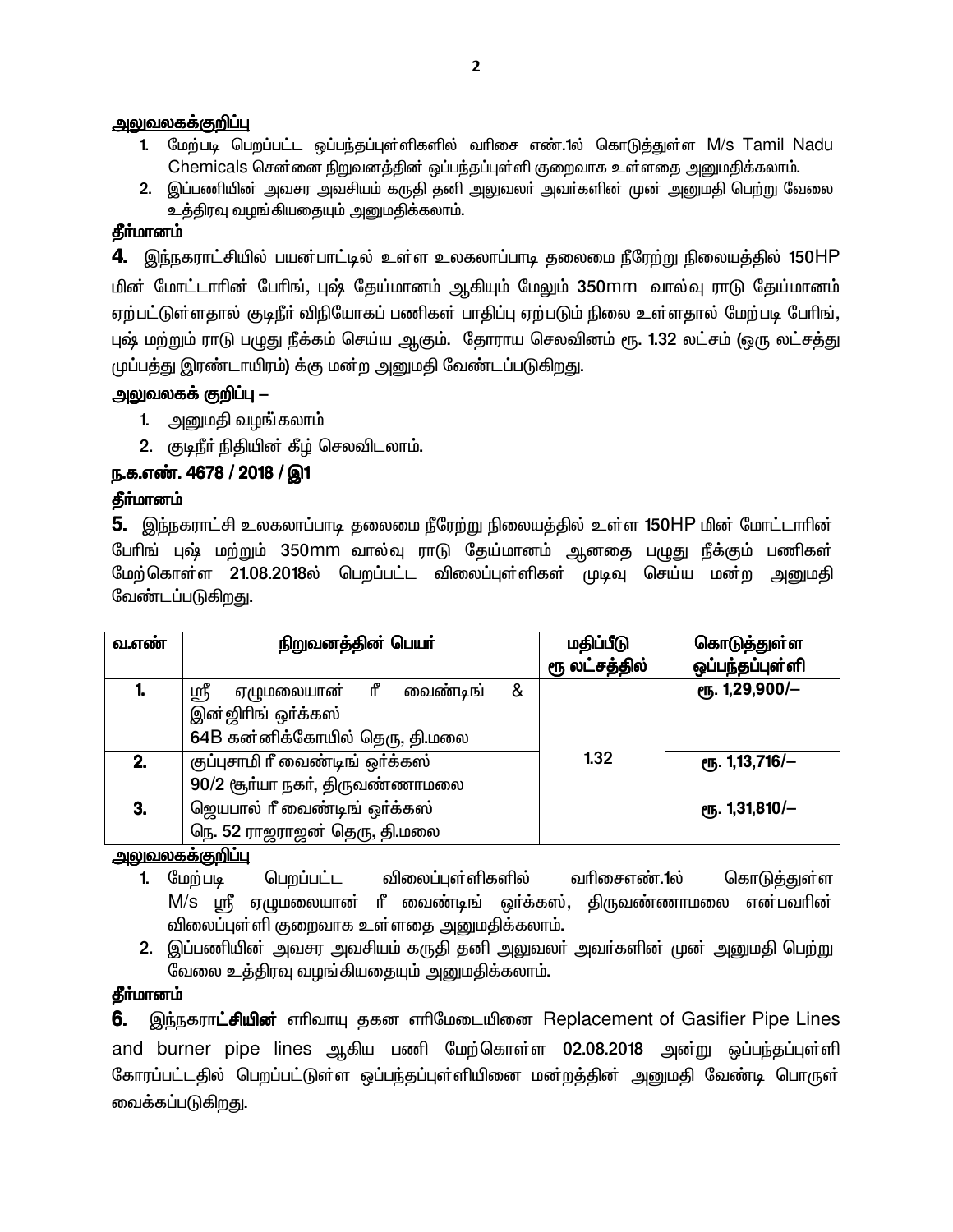<u>அலுவலகக்குறிப்பு</u>

1. மேற்படி பெறப்பட்ட ஒப்பந்தப்புள்ளிகளில் வரிசை எண்.1ல் கொடுத்துள்ள M/s Tamil Nadu Chemicals சென்னை நிறுவனத்தின் ஒப்பந்தப்புள்ளி குறைவாக உள்ளதை அனுமதிக்கலாம்.
2. இப்பணியின் அவசர அவசியம் கருதி தனி அலுவலர் அவர்களின் முன் அனுமதி பெற்று வேலை உத்திரவு வழங்கியதையும் அனுமதிக்கலாம்.

**தீர்மானம்**

**4.** இந்நகராட்சியில் பயன்பாட்டில் உள்ள உலகலாப்பாடி தலைமை நீரேற்று நிலையத்தில் 150HP மின் மோட்டாரின் பேரிங், புஷ் தேய்மானம் ஆகியும் மேலும் 350mm வால்வு ராடு தேய்மானம் ஏற்பட்டுள்ளதால் குடிநீர் விநியோகப் பணிகள் பாதிப்பு ஏற்படும் நிலை உள்ளதால் மேற்படி பேரிங், புஷ் மற்றும் ராடு பழுது நீக்கம் செய்ய ஆகும். தோராய செலவினம் ரூ. 1.32 லட்சம் (ஒரு லட்சத்து முப்பத்து இரண்டாயிரம்) க்கு மன்ற அனுமதி வேண்டப்படுகிறது.

**அலுவலகக் குறிப்பு –**

1. அனுமதி வழங்கலாம்
2. குடிநீர் நிதியின் கீழ் செலவிடலாம்.

**ந.க.எண். 4678 / 2018 / இ1**

**தீர்மானம்**

**5.** இந்நகராட்சி உலகலாப்பாடி தலைமை நீரேற்று நிலையத்தில் உள்ள 150HP மின் மோட்டாரின் பேரிங் புஷ் மற்றும் 350mm வால்வு ராடு தேய்மானம் ஆனதை பழுது நீக்கும் பணிகள் மேற்கொள்ள 21.08.2018ல் பெறப்பட்ட விலைப்புள்ளிகள் முடிவு செய்ய மன்ற அனுமதி வேண்டப்படுகிறது.

| வ.எண் | நிறுவனத்தின் பெயர் | மதிப்பீடு ரூ லட்சத்தில் | கொடுத்துள்ள ஒப்பந்தப்புள்ளி |
|---|---|---|---|
| 1. | ஸ்ரீ ஏழுமலையான் ரீ வைண்டிங் & இன்ஜிரிங் ஒர்க்கஸ் 64B கன்னிக்கோயில் தெரு, தி.மலை | 1.32 | ரூ. 1,29,900/– |
| 2. | குப்புசாமி ரீ வைண்டிங் ஒர்க்கஸ் 90/2 சூர்யா நகர், திருவண்ணாமலை | | ரூ. 1,13,716/– |
| 3. | ஜெயபால் ரீ வைண்டிங் ஒர்க்கஸ் நெ. 52 ராஜராஜன் தெரு, தி.மலை | | ரூ. 1,31,810/– |

<u>அலுவலகக்குறிப்பு</u>

1. மேற்படி பெறப்பட்ட விலைப்புள்ளிகளில் வரிசைஎண்.1ல் கொடுத்துள்ள M/s ஸ்ரீ ஏழுமலையான் ரீ வைண்டிங் ஒர்க்கஸ், திருவண்ணாமலை என்பவரின் விலைப்புள்ளி குறைவாக உள்ளதை அனுமதிக்கலாம்.
2. இப்பணியின் அவசர அவசியம் கருதி தனி அலுவலர் அவர்களின் முன் அனுமதி பெற்று வேலை உத்திரவு வழங்கியதையும் அனுமதிக்கலாம்.

**தீர்மானம்**

**6.** இந்நகரா**ட்சியின்** எரிவாயு தகன எரிமேடையினை Replacement of Gasifier Pipe Lines and burner pipe lines ஆகிய பணி மேற்கொள்ள 02.08.2018 அன்று ஒப்பந்தப்புள்ளி கோரப்பட்டதில் பெறப்பட்டுள்ள ஒப்பந்தப்புள்ளியினை மன்றத்தின் அனுமதி வேண்டி பொருள் வைக்கப்படுகிறது.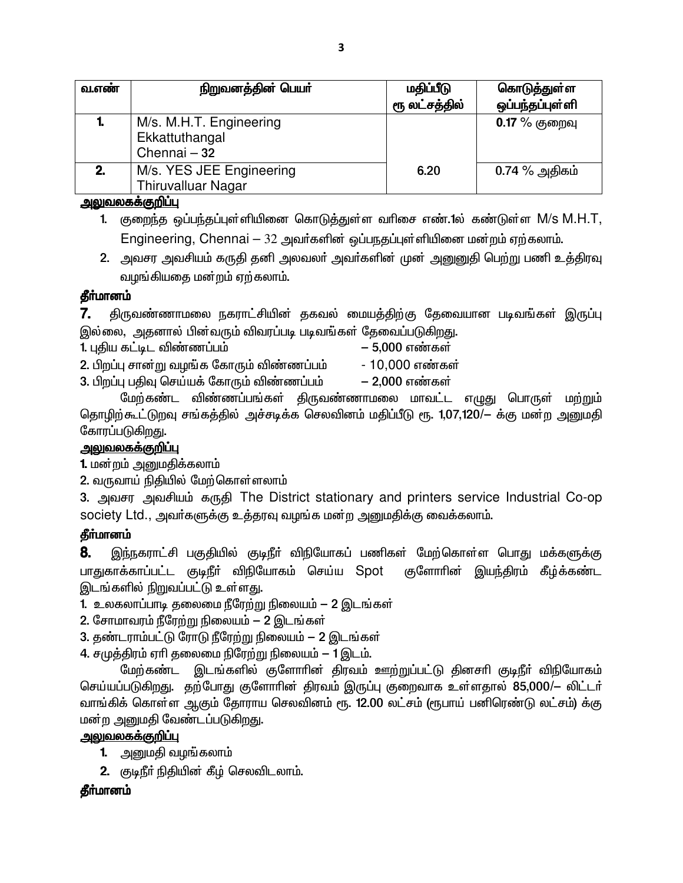| வ.எண் | நிறுவனத்தின் பெயர் | மதிப்பீடு ரூ லட்சத்தில் | கொடுத்துள்ள ஒப்பந்தப்புள்ளி |
|---|---|---|---|
| 1. | M/s. M.H.T. Engineering Ekkattuthangal Chennai – 32 | 6.20 | 0.17 % குறைவு |
| 2. | M/s. YES JEE Engineering Thiruvalluar Nagar | | 0.74 % அதிகம் |

**அலுவலகக்குறிப்பு**

1. குறைந்த ஒப்பந்தப்புள்ளியினை கொடுத்துள்ள வரிசை எண்.1ல் கண்டுள்ள M/s M.H.T, Engineering, Chennai – 32 அவர்களின் ஒப்பநதப்புள்ளியினை மன்றம் ஏற்கலாம்.
2. அவசர அவசியம் கருதி தனி அலவலர் அவர்களின் முன் அனுனுதி பெற்று பணி உத்திரவு வழங்கியதை மன்றம் ஏற்கலாம்.

**தீர்மானம்**

**7.** திருவண்ணாமலை நகராட்சியின் தகவல் மையத்திற்கு தேவையான படிவங்கள் இருப்பு இல்லை, அதனால் பின்வரும் விவரப்படி படிவங்கள் தேவைப்படுகிறது.

1. புதிய கட்டிட விண்ணப்பம் – 5,000 எண்கள்
2. பிறப்பு சான்று வழங்க கோரும் விண்ணப்பம் - 10,000 எண்கள்
3. பிறப்பு பதிவு செய்யக் கோரும் விண்ணப்பம் – 2,000 எண்கள்

மேற்கண்ட விண்ணப்பங்கள் திருவண்ணாமலை மாவட்ட எழுது பொருள் மற்றும் தொழிற்கூட்டுறவு சங்கத்தில் அச்சடிக்க செலவினம் மதிப்பீடு ரூ. 1,07,120/– க்கு மன்ற அனுமதி கோரப்படுகிறது.

**அலுவலகக்குறிப்பு**

1. மன்றம் அனுமதிக்கலாம்
2. வருவாய் நிதியில் மேற்கொள்ளலாம்
3. அவசர அவசியம் கருதி The District stationary and printers service Industrial Co-op society Ltd., அவர்களுக்கு உத்தரவு வழங்க மன்ற அனுமதிக்கு வைக்கலாம்.

**தீர்மானம்**

**8.** இந்நகராட்சி பகுதியில் குடிநீர் விநியோகப் பணிகள் மேற்கொள்ள பொது மக்களுக்கு பாதுகாக்காப்பட்ட குடிநீர் விநியோகம் செய்ய Spot குளோரின் இயந்திரம் கீழ்க்கண்ட இடங்களில் நிறுவப்பட்டு உள்ளது.

1. உலகலாப்பாடி தலைமை நீரேற்று நிலையம் – 2 இடங்கள்
2. சோமாவரம் நீரேற்று நிலையம் – 2 இடங்கள்
3. தண்டராம்பட்டு ரோடு நீரேற்று நிலையம் – 2 இடங்கள்
4. சமுத்திரம் ஏரி தலைமை நிரேற்று நிலையம் – 1 இடம்.

மேற்கண்ட இடங்களில் குளோரின் திரவம் ஊற்றுப்பட்டு தினசரி குடிநீர் விநியோகம் செய்யப்படுகிறது. தற்போது குளோரின் திரவம் இருப்பு குறைவாக உள்ளதால் 85,000/– லிட்டர் வாங்கிக் கொள்ள ஆகும் தோராய செலவினம் ரூ. 12.00 லட்சம் (ரூபாய் பனிரெண்டு லட்சம்) க்கு மன்ற அனுமதி வேண்டப்படுகிறது.

**அலுவலகக்குறிப்பு**

1. அனுமதி வழங்கலாம்
2. குடிநீர் நிதியின் கீழ் செலவிடலாம்.

**தீர்மானம்**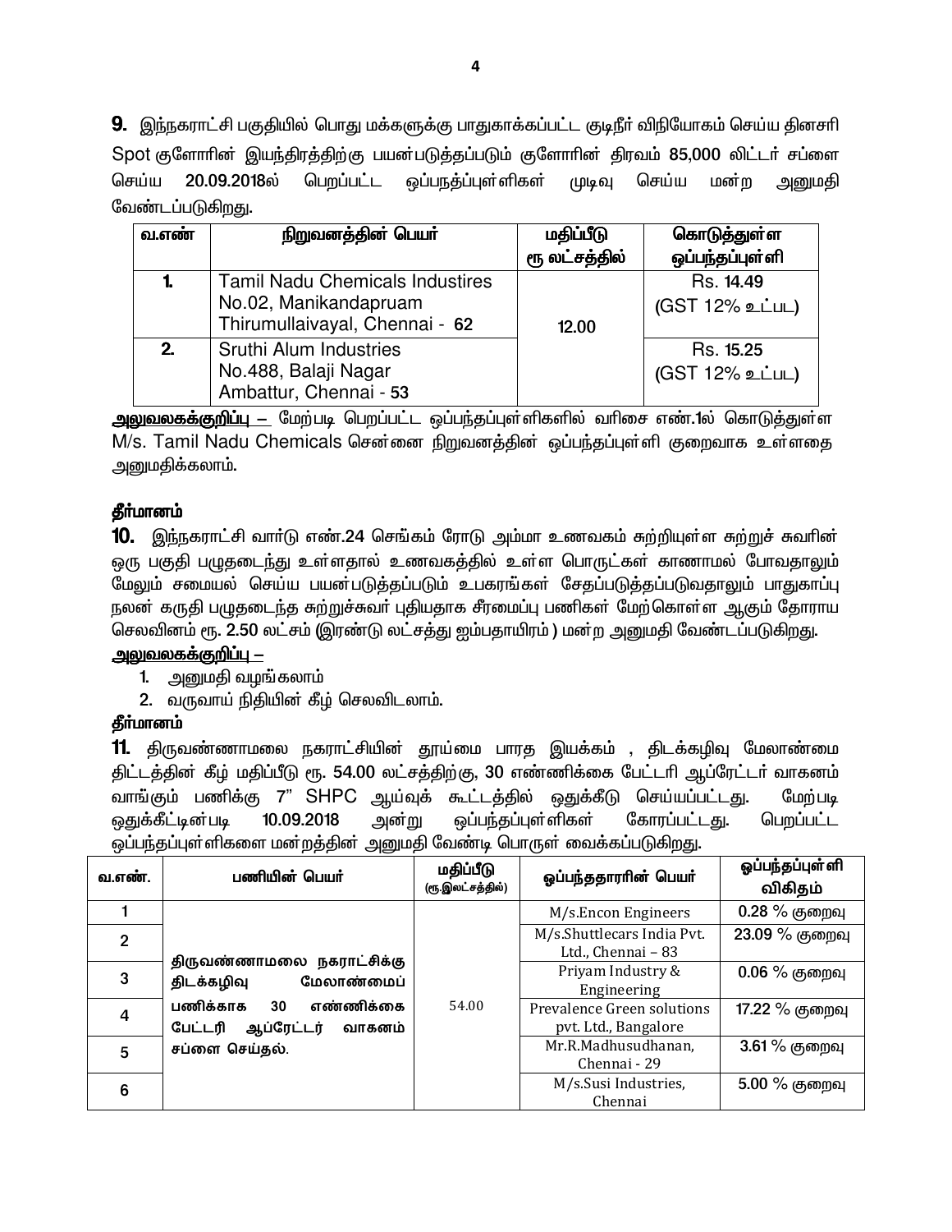**9.** இந்நகராட்சி பகுதியில் பொது மக்களுக்கு பாதுகாக்கப்பட்ட குடிநீர் விநியோகம் செய்ய தினசரி Spot குளோரின் இயந்திரத்திற்கு பயன்படுத்தப்படும் குளோரின் திரவம் **85,000** லிட்டர் சப்ளை செய்ய **20.09.2018**ல் பெறப்பட்ட ஒப்பநத்ப்புள்ளிகள் முடிவு செய்ய மன்ற அனுமதி வேண்டப்படுகிறது.

| வ.எண் | நிறுவனத்தின் பெயர் | மதிப்பீடு ரூ லட்சத்தில் | கொடுத்துள்ள ஒப்பந்தப்புள்ளி |
|---|---|---|---|
| 1. | Tamil Nadu Chemicals Industires No.02, Manikandapruam Thirumullaivayal, Chennai - 62 | 12.00 | Rs. 14.49 (GST 12% உட்பட) |
| 2. | Sruthi Alum Industries No.488, Balaji Nagar Ambattur, Chennai - 53 | | Rs. 15.25 (GST 12% உட்பட) |

**அலுவலகக்குறிப்பு –** மேற்படி பெறப்பட்ட ஒப்பந்தப்புள்ளிகளில் வரிசை எண்.1ல் கொடுத்துள்ள M/s. Tamil Nadu Chemicals சென்னை நிறுவனத்தின் ஒப்பந்தப்புள்ளி குறைவாக உள்ளதை அனுமதிக்கலாம்.

**தீர்மானம்**

**10.** இந்நகராட்சி வார்டு எண்.24 செங்கம் ரோடு அம்மா உணவகம் சுற்றியுள்ள சுற்றுச் சுவரின் ஒரு பகுதி பழுதடைந்து உள்ளதால் உணவகத்தில் உள்ள பொருட்கள் காணாமல் போவதாலும் மேலும் சமையல் செய்ய பயன்படுத்தப்படும் உபகரங்கள் சேதப்படுத்தப்படுவதாலும் பாதுகாப்பு நலன் கருதி பழுதடைந்த சுற்றுச்சுவர் புதியதாக சீரமைப்பு பணிகள் மேற்கொள்ள ஆகும் தோராய செலவினம் ரூ. **2.50** லட்சம் (இரண்டு லட்சத்து ஐம்பதாயிரம்) மன்ற அனுமதி வேண்டப்படுகிறது.

**அலுவலகக்குறிப்பு –**

1. அனுமதி வழங்கலாம்
2. வருவாய் நிதியின் கீழ் செலவிடலாம்.

**தீர்மானம்**

**11.** திருவண்ணாமலை நகராட்சியின் தூய்மை பாரத இயக்கம் , திடக்கழிவு மேலாண்மை திட்டத்தின் கீழ் மதிப்பீடு ரூ. **54.00** லட்சத்திற்கு, 30 எண்ணிக்கை பேட்டரி ஆப்ரேட்டர் வாகனம் வாங்கும் பணிக்கு 7" SHPC ஆய்வுக் கூட்டத்தில் ஒதுக்கீடு செய்யப்பட்டது. மேற்படி ஒதுக்கீட்டின்படி **10.09.2018** அன்று ஒப்பந்தப்புள்ளிகள் கோரப்பட்டது. பெறப்பட்ட ஒப்பந்தப்புள்ளிகளை மன்றத்தின் அனுமதி வேண்டி பொருள் வைக்கப்படுகிறது.

| வ.எண். | பணியின் பெயர் | மதிப்பீடு (ரூ.இலட்சத்தில்) | ஒப்பந்ததாரரின் பெயர் | ஒப்பந்தப்புள்ளி விகிதம் |
|---|---|---|---|---|
| 1 | திருவண்ணாமலை நகராட்சிக்கு திடக்கழிவு மேலாண்மைப் பணிக்காக 30 எண்ணிக்கை பேட்டரி ஆப்ரேட்டர் வாகனம் சப்ளை செய்தல். | 54.00 | M/s.Encon Engineers | 0.28 % குறைவு |
| 2 | | | M/s.Shuttlecars India Pvt. Ltd., Chennai – 83 | 23.09 % குறைவு |
| 3 | | | Priyam Industry & Engineering | 0.06 % குறைவு |
| 4 | | | Prevalence Green solutions pvt. Ltd., Bangalore | 17.22 % குறைவு |
| 5 | | | Mr.R.Madhusudhanan, Chennai - 29 | 3.61 % குறைவு |
| 6 | | | M/s.Susi Industries, Chennai | 5.00 % குறைவு |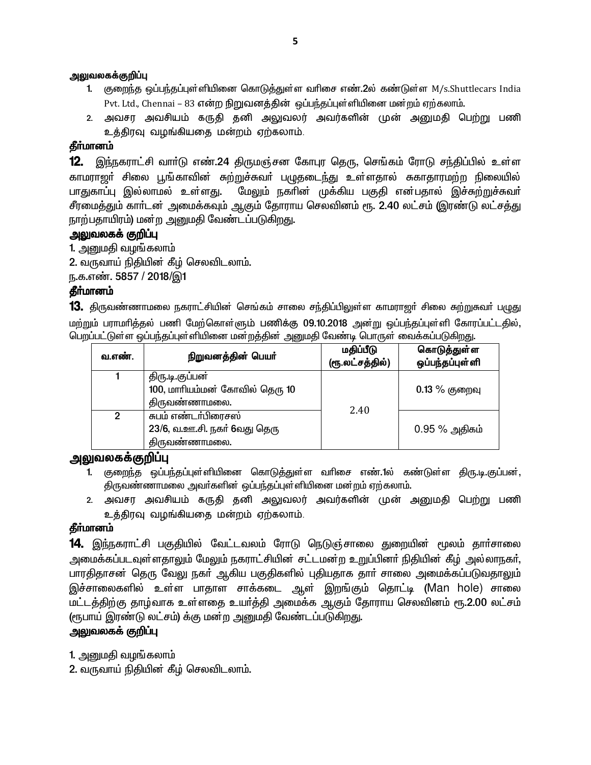**அலுவலகக்குறிப்பு**

1. குறைந்த ஒப்பந்தப்புள்ளியினை கொடுத்துள்ள வரிசை எண்.2ல் கண்டுள்ள M/s.Shuttlecars India Pvt. Ltd., Chennai – 83 என்ற நிறுவனத்தின் ஒப்பந்தப்புள்ளியினை மன்றம் ஏற்கலாம்.
2. அவசர அவசியம் கருதி தனி அலுவலர் அவர்களின் முன் அனுமதி பெற்று பணி உத்தரவு வழங்கியதை மன்றம் ஏற்கலாம்.

**தீர்மானம்**

**12.** இந்நகராட்சி வார்டு எண்.24 திருமஞ்சன கோபுர தெரு, செங்கம் ரோடு சந்திப்பில் உள்ள காமராஜர் சிலை பூங்காவின் சுற்றுச்சுவர் பழுதடைந்து உள்ளதால் சுகாதாரமற்ற நிலையில் பாதுகாப்பு இல்லாமல் உள்ளது. மேலும் நகரின் முக்கிய பகுதி என்பதால் இச்சுற்றுச்சுவர் சீரமைத்தும் கார்டன் அமைக்கவும் ஆகும் தோராய செலவினம் ரூ. 2.40 லட்சம் (இரண்டு லட்சத்து நாற்பதாயிரம்) மன்ற அனுமதி வேண்டப்படுகிறது.

**அலுவலகக் குறிப்பு**

1. அனுமதி வழங்கலாம்
2. வருவாய் நிதியின் கீழ் செலவிடலாம்.

ந.க.எண். 5857 / 2018/இ1

**தீர்மானம்**

**13.** திருவண்ணாமலை நகராட்சியின் செங்கம் சாலை சந்திப்பிலுள்ள காமராஜர் சிலை சுற்றுசுவர் பழுது மற்றும் பராமரித்தல் பணி மேற்கொள்ளும் பணிக்கு 09.10.2018 அன்று ஒப்பந்தப்புள்ளி கோரப்பட்டதில், பெறப்பட்டுள்ள ஒப்பந்தப்புள்ளியினை மன்றத்தின் அனுமதி வேண்டி பொருள் வைக்கப்படுகிறது.

| வ.எண். | நிறுவனத்தின் பெயர் | மதிப்பீடு (ரூ.லட்சத்தில்) | கொடுத்துள்ள ஒப்பந்தப்புள்ளி |
|---|---|---|---|
| 1 | திரு.டி.குப்பன்<br>100, மாரியம்மன் கோவில் தெரு 10<br>திருவண்ணாமலை. | 2.40 | 0.13 % குறைவு |
| 2 | சுபம் எண்டர்பிரைசஸ்<br>23/6, வ.ஊ.சி. நகர் 6வது தெரு<br>திருவண்ணாமலை. | | 0.95 % அதிகம் |

**அலுவலகக்குறிப்பு**

1. குறைந்த ஒப்பந்தப்புள்ளியினை கொடுத்துள்ள வரிசை எண்.1ல் கண்டுள்ள திரு.டி.குப்பன், திருவண்ணாமலை அவர்களின் ஒப்பந்தப்புள்ளியினை மன்றம் ஏற்கலாம்.
2. அவசர அவசியம் கருதி தனி அலுவலர் அவர்களின் முன் அனுமதி பெற்று பணி உத்தரவு வழங்கியதை மன்றம் ஏற்கலாம்.

**தீர்மானம்**

**14.** இந்நகராட்சி பகுதியில் வேட்டவலம் ரோடு நெடுஞ்சாலை துறையின் மூலம் தார்சாலை அமைக்கப்படவுள்ளதாலும் மேலும் நகராட்சியின் சட்டமன்ற உறுப்பினர் நிதியின் கீழ் அல்லாநகர், பாரதிதாசன் தெரு வேலு நகர் ஆகிய பகுதிகளில் புதியதாக தார் சாலை அமைக்கப்படுவதாலும் இச்சாலைகளில் உள்ள பாதாள சாக்கடை ஆள் இறங்கும் தொட்டி (Man hole) சாலை மட்டத்திற்கு தாழ்வாக உள்ளதை உயர்த்தி அமைக்க ஆகும் தோராய செலவினம் ரூ.2.00 லட்சம் (ரூபாய் இரண்டு லட்சம்) க்கு மன்ற அனுமதி வேண்டப்படுகிறது.

**அலுவலகக் குறிப்பு**

1. அனுமதி வழங்கலாம்
2. வருவாய் நிதியின் கீழ் செலவிடலாம்.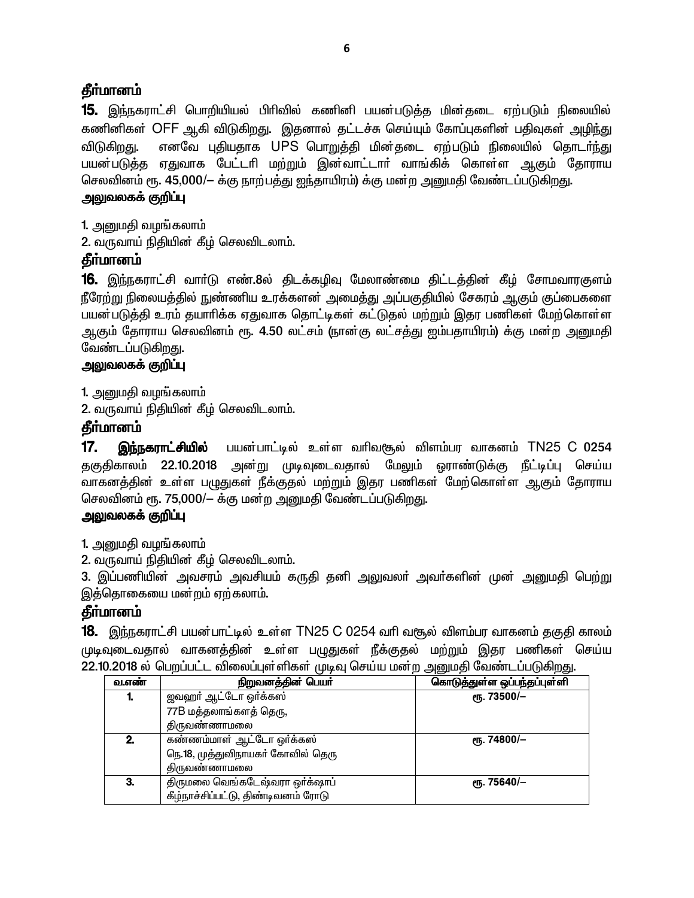**தீர்மானம்**

**15.** இந்நகராட்சி பொறியியல் பிரிவில் கணினி பயன்படுத்த மின்தடை ஏற்படும் நிலையில் கணினிகள் OFF ஆகி விடுகிறது. இதனால் தட்டச்சு செய்யும் கோப்புகளின் பதிவுகள் அழிந்து விடுகிறது. எனவே புதியதாக UPS பொறுத்தி மின்தடை ஏற்படும் நிலையில் தொடர்ந்து பயன்படுத்த ஏதுவாக பேட்டரி மற்றும் இன்வாட்டார் வாங்கிக் கொள்ள ஆகும் தோராய செலவினம் ரூ. 45,000/– க்கு நாற்பத்து ஐந்தாயிரம்) க்கு மன்ற அனுமதி வேண்டப்படுகிறது.

**அலுவலகக் குறிப்பு**

1. அனுமதி வழங்கலாம்
2. வருவாய் நிதியின் கீழ் செலவிடலாம்.

**தீர்மானம்**

**16.** இந்நகராட்சி வார்டு எண்.8ல் திடக்கழிவு மேலாண்மை திட்டத்தின் கீழ் சோமவாரகுளம் நீரேற்று நிலையத்தில் நுண்ணிய உரக்களன் அமைத்து அப்பகுதியில் சேகரம் ஆகும் குப்பைகளை பயன்படுத்தி உரம் தயாரிக்க ஏதுவாக தொட்டிகள் கட்டுதல் மற்றும் இதர பணிகள் மேற்கொள்ள ஆகும் தோராய செலவினம் ரூ. 4.50 லட்சம் (நான்கு லட்சத்து ஐம்பதாயிரம்) க்கு மன்ற அனுமதி வேண்டப்படுகிறது.

**அலுவலகக் குறிப்பு**

1. அனுமதி வழங்கலாம்
2. வருவாய் நிதியின் கீழ் செலவிடலாம்.

**தீர்மானம்**

**17. இந்நகராட்சியில்** பயன்பாட்டில் உள்ள வரிவசூல் விளம்பர வாகனம் TN25 C 0254 தகுதிகாலம் 22.10.2018 அன்று முடிவுடைவதால் மேலும் ஓராண்டுக்கு நீட்டிப்பு செய்ய வாகனத்தின் உள்ள பழுதுகள் நீக்குதல் மற்றும் இதர பணிகள் மேற்கொள்ள ஆகும் தோராய செலவினம் ரூ. 75,000/– க்கு மன்ற அனுமதி வேண்டப்படுகிறது.

**அலுவலகக் குறிப்பு**

1. அனுமதி வழங்கலாம்
2. வருவாய் நிதியின் கீழ் செலவிடலாம்.
3. இப்பணியின் அவசரம் அவசியம் கருதி தனி அலுவலர் அவர்களின் முன் அனுமதி பெற்று இத்தொகையை மன்றம் ஏற்கலாம்.

**தீர்மானம்**

**18.** இந்நகராட்சி பயன்பாட்டில் உள்ள TN25 C 0254 வரி வசூல் விளம்பர வாகனம் தகுதி காலம் முடிவுடைவதால் வாகனத்தின் உள்ள பழுதுகள் நீக்குதல் மற்றும் இதர பணிகள் செய்ய 22.10.2018 ல் பெறப்பட்ட விலைப்புள்ளிகள் முடிவு செய்ய மன்ற அனுமதி வேண்டப்படுகிறது.

| வ.எண் | நிறுவனத்தின் பெயர் | கொடுத்துள்ள ஒப்பந்தப்புள்ளி |
|---|---|---|
| 1. | ஜவஹர் ஆட்டோ ஒர்க்கஸ் 77B மத்தலாங்களத் தெரு, திருவண்ணாமலை | ரூ. 73500/– |
| 2. | கண்ணம்மாள் ஆட்டோ ஒர்க்கஸ் நெ.18, முத்துவிநாயகர் கோவில் தெரு திருவண்ணாமலை | ரூ. 74800/– |
| 3. | திருமலை வெங்கடேஷ்வரா ஒர்க்ஷாப் கீழ்நாச்சிப்பட்டு, திண்டிவனம் ரோடு | ரூ. 75640/– |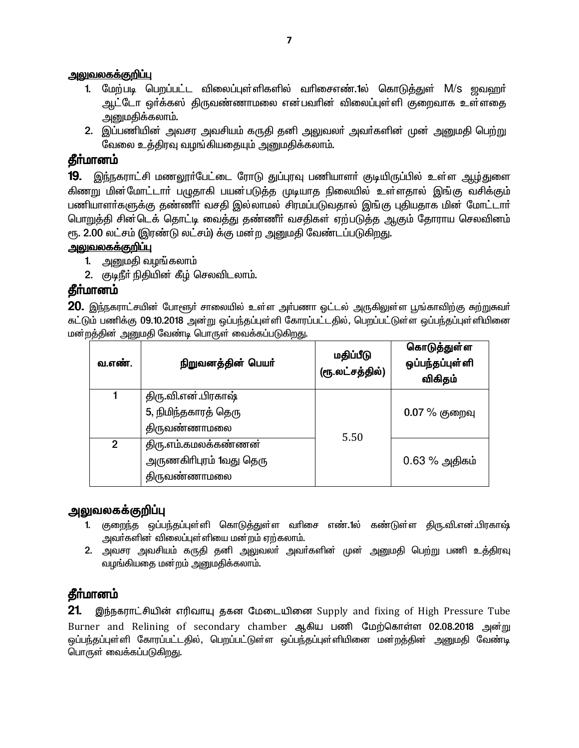**அலுவலகக்குறிப்பு**

1. மேற்படி பெறப்பட்ட விலைப்புள்ளிகளில் வரிசைஎண்.1ல் கொடுத்துள் M/s ஜவஹர் ஆட்டோ ஒர்க்கஸ் திருவண்ணாமலை என்பவரின் விலைப்புள்ளி குறைவாக உள்ளதை அனுமதிக்கலாம்.
2. இப்பணியின் அவசர அவசியம் கருதி தனி அலுவலர் அவர்களின் முன் அனுமதி பெற்று வேலை உத்திரவு வழங்கியதையும் அனுமதிக்கலாம்.

## தீர்மானம்

**19.** இந்நகராட்சி மணலூர்பேட்டை ரோடு துப்புரவு பணியாளர் குடியிருப்பில் உள்ள ஆழ்துளை கிணறு மின்மோட்டார் பழுதாகி பயன்படுத்த முடியாத நிலையில் உள்ளதால் இங்கு வசிக்கும் பணியாளர்களுக்கு தண்ணீர் வசதி இல்லாமல் சிரமப்படுவதால் இங்கு புதியதாக மின் மோட்டார் பொறுத்தி சின்டெக் தொட்டி வைத்து தண்ணீர் வசதிகள் ஏற்படுத்த ஆகும் தோராய செலவினம் ரூ. 2.00 லட்சம் (இரண்டு லட்சம்) க்கு மன்ற அனுமதி வேண்டப்படுகிறது.

**அலுவலகக்குறிப்பு**

1. அனுமதி வழங்கலாம்
2. குடிநீர் நிதியின் கீழ் செலவிடலாம்.

## தீர்மானம்

**20.** இந்நகராட்சயின் போளூர் சாலையில் உள்ள அர்பணா ஒட்டல் அருகிலுள்ள பூங்காவிற்கு சுற்றுசுவர் கட்டும் பணிக்கு 09.10.2018 அன்று ஒப்பந்தப்புள்ளி கோரப்பட்டதில், பெறப்பட்டுள்ள ஒப்பந்தப்புள்ளியினை மன்றத்தின் அனுமதி வேண்டி பொருள் வைக்கப்படுகிறது.

| வ.எண். | நிறுவனத்தின் பெயர் | மதிப்பீடு (ரூ.லட்சத்தில்) | கொடுத்துள்ள ஒப்பந்தப்புள்ளி விகிதம் |
|---|---|---|---|
| 1 | திரு.வி.என்.பிரகாஷ் 5, நிமிந்தகாரத் தெரு திருவண்ணாமலை | 5.50 | 0.07 % குறைவு |
| 2 | திரு.எம்.கமலக்கண்ணன் அருணகிரிபுரம் 1வது தெரு திருவண்ணாமலை | | 0.63 % அதிகம் |

**அலுவலகக்குறிப்பு**

1. குறைந்த ஒப்பந்தப்புள்ளி கொடுத்துள்ள வரிசை எண்.1ல் கண்டுள்ள திரு.வி.என்.பிரகாஷ் அவர்களின் விலைப்புள்ளியை மன்றம் ஏற்கலாம்.
2. அவசர அவசியம் கருதி தனி அலுவலர் அவர்களின் முன் அனுமதி பெற்று பணி உத்திரவு வழங்கியதை மன்றம் அனுமதிக்கலாம்.

## தீர்மானம்

**21.** இந்நகராட்சியின் எரிவாயு தகன மேடையினை Supply and fixing of High Pressure Tube Burner and Relining of secondary chamber ஆகிய பணி மேற்கொள்ள 02.08.2018 அன்று ஒப்பந்தப்புள்ளி கோரப்பட்டதில், பெறப்பட்டுள்ள ஒப்பந்தப்புள்ளியினை மன்றத்தின் அனுமதி வேண்டி பொருள் வைக்கப்படுகிறது.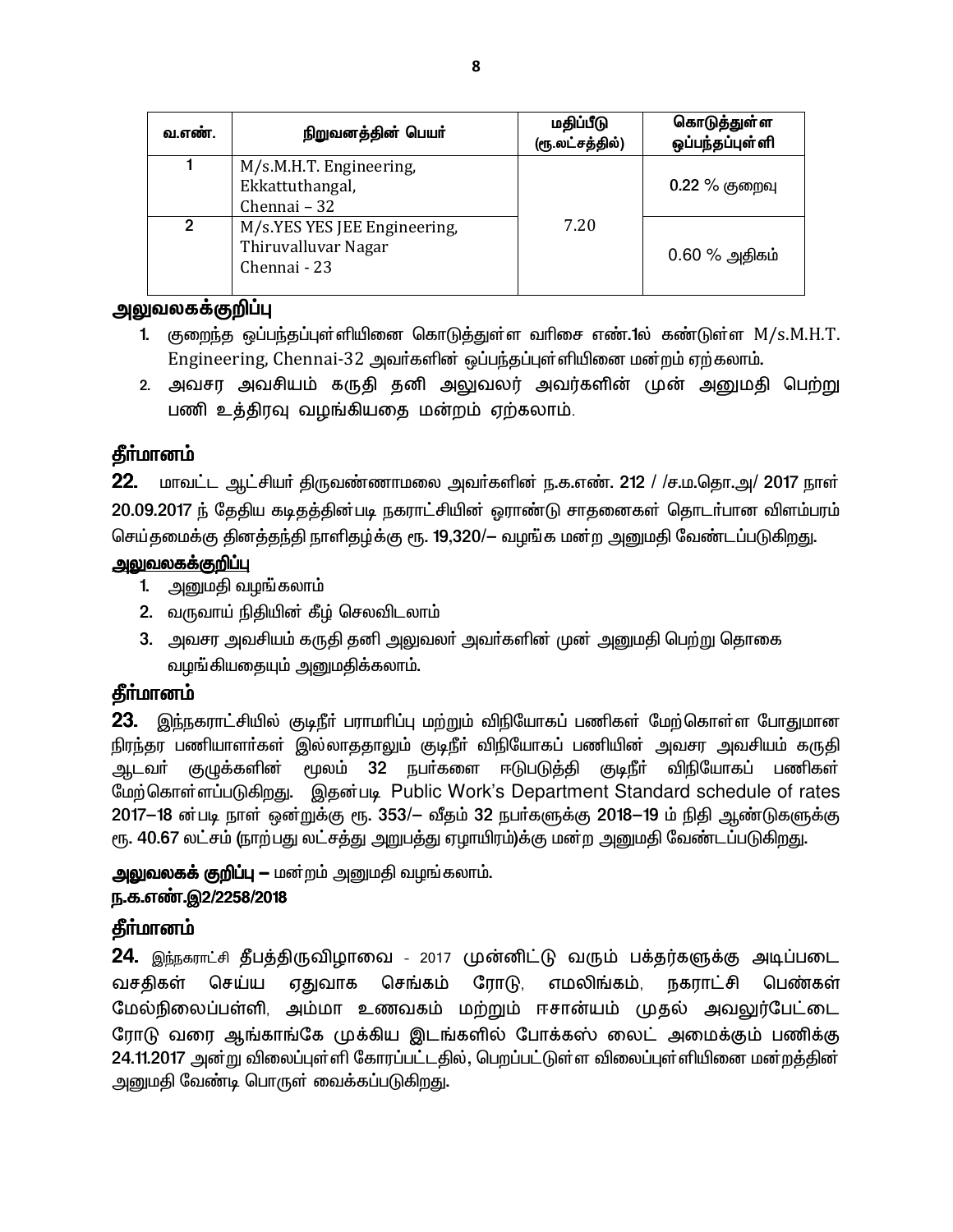| வ.எண். | நிறுவனத்தின் பெயர் | மதிப்பீடு (ரூ.லட்சத்தில்) | கொடுத்துள்ள ஒப்பந்தப்புள்ளி |
|---|---|---|---|
| 1 | M/s.M.H.T. Engineering, Ekkattuthangal, Chennai – 32 | 7.20 | 0.22 % குறைவு |
| 2 | M/s.YES YES JEE Engineering, Thiruvalluvar Nagar Chennai - 23 | | 0.60 % அதிகம் |

**அலுவலகக்குறிப்பு**

1. குறைந்த ஒப்பந்தப்புள்ளியினை கொடுத்துள்ள வரிசை எண்.1ல் கண்டுள்ள M/s.M.H.T. Engineering, Chennai-32 அவர்களின் ஒப்பந்தப்புள்ளியினை மன்றம் ஏற்கலாம்.
2. அவசர அவசியம் கருதி தனி அலுவலர் அவர்களின் முன் அனுமதி பெற்று பணி உத்திரவு வழங்கியதை மன்றம் ஏற்கலாம்.

**தீர்மானம்**

**22.** மாவட்ட ஆட்சியர் திருவண்ணாமலை அவர்களின் ந.க.எண். 212 / /ச.ம.தொ.அ/ 2017 நாள் 20.09.2017 ந் தேதிய கடிதத்தின்படி நகராட்சியின் ஓராண்டு சாதனைகள் தொடர்பான விளம்பரம் செய்தமைக்கு தினத்தந்தி நாளிதழ்க்கு ரூ. 19,320/– வழங்க மன்ற அனுமதி வேண்டப்படுகிறது.

**அலுவலகக்குறிப்பு**

1. அனுமதி வழங்கலாம்
2. வருவாய் நிதியின் கீழ் செலவிடலாம்
3. அவசர அவசியம் கருதி தனி அலுவலர் அவர்களின் முன் அனுமதி பெற்று தொகை வழங்கியதையும் அனுமதிக்கலாம்.

**தீர்மானம்**

**23.** இந்நகராட்சியில் குடிநீர் பராமரிப்பு மற்றும் விநியோகப் பணிகள் மேற்கொள்ள போதுமான நிரந்தர பணியாளர்கள் இல்லாததாலும் குடிநீர் விநியோகப் பணியின் அவசர அவசியம் கருதி ஆடவர் குழுக்களின் மூலம் 32 நபர்களை ஈடுபடுத்தி குடிநீர் விநியோகப் பணிகள் மேற்கொள்ளப்படுகிறது. இதன்படி Public Work's Department Standard schedule of rates 2017–18 ன்படி நாள் ஒன்றுக்கு ரூ. 353/– வீதம் 32 நபர்களுக்கு 2018–19 ம் நிதி ஆண்டுகளுக்கு ரூ. 40.67 லட்சம் (நாற்பது லட்சத்து அறுபத்து ஏழாயிரம்)க்கு மன்ற அனுமதி வேண்டப்படுகிறது.

**அலுவலகக் குறிப்பு –** மன்றம் அனுமதி வழங்கலாம்.

**ந.க.எண்.இ2/2258/2018**

**தீர்மானம்**

**24.** இந்நகராட்சி தீபத்திருவிழாவை - 2017 முன்னிட்டு வரும் பக்தர்களுக்கு அடிப்படை வசதிகள் செய்ய ஏதுவாக செங்கம் ரோடு, எமலிங்கம், நகராட்சி பெண்கள் மேல்நிலைப்பள்ளி, அம்மா உணவகம் மற்றும் ஈசான்யம் முதல் அவலூர்பேட்டை ரோடு வரை ஆங்காங்கே முக்கிய இடங்களில் போக்கஸ் லைட் அமைக்கும் பணிக்கு 24.11.2017 அன்று விலைப்புள்ளி கோரப்பட்டதில், பெறப்பட்டுள்ள விலைப்புள்ளியினை மன்றத்தின் அனுமதி வேண்டி பொருள் வைக்கப்படுகிறது.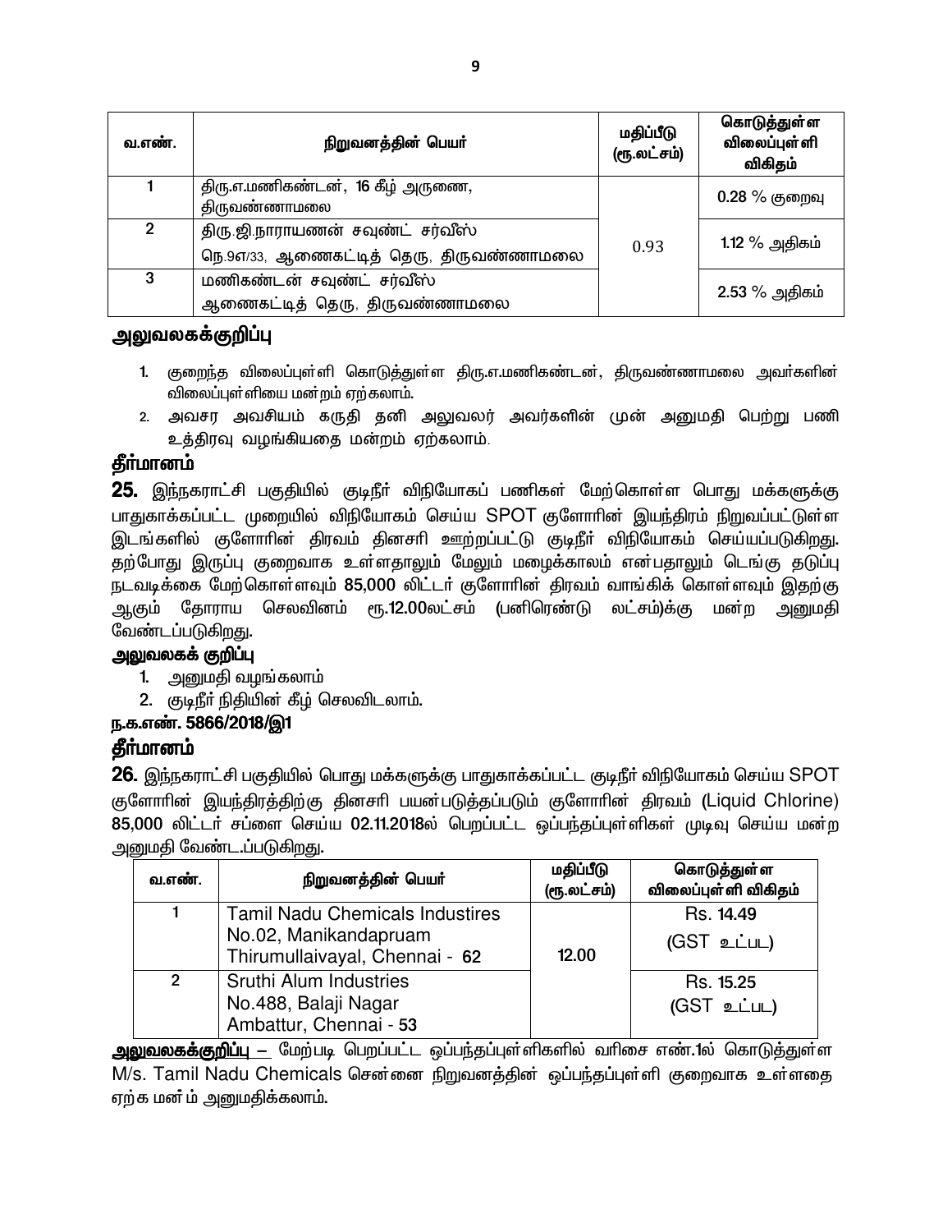| வ.எண். | நிறுவனத்தின் பெயர் | மதிப்பீடு (ரூ.லட்சம்) | கொடுத்துள்ள விலைப்புள்ளி விகிதம் |
|---|---|---|---|
| 1 | திரு.எ.மணிகண்டன், 16 கீழ் அருணை, திருவண்ணாமலை | 0.93 | 0.28 % குறைவு |
| 2 | திரு.ஜி.நாராயணன் சவுண்ட் சர்வீஸ் நெ.9எ/33, ஆணைகட்டித் தெரு, திருவண்ணாமலை | | 1.12 % அதிகம் |
| 3 | மணிகண்டன் சவுண்ட் சர்வீஸ் ஆணைகட்டித் தெரு, திருவண்ணாமலை | | 2.53 % அதிகம் |

## அலுவலகக்குறிப்பு

1. குறைந்த விலைப்புள்ளி கொடுத்துள்ள திரு.எ.மணிகண்டன், திருவண்ணாமலை அவர்களின் விலைப்புள்ளியை மன்றம் ஏற்கலாம்.
2. அவசர அவசியம் கருதி தனி அலுவலர் அவர்களின் முன் அனுமதி பெற்று பணி உத்திரவு வழங்கியதை மன்றம் ஏற்கலாம்.

## தீர்மானம்

**25.** இந்நகராட்சி பகுதியில் குடிநீர் விநியோகப் பணிகள் மேற்கொள்ள பொது மக்களுக்கு பாதுகாக்கப்பட்ட முறையில் விநியோகம் செய்ய SPOT குளோரின் இயந்திரம் நிறுவப்பட்டுள்ள இடங்களில் குளோரின் திரவம் தினசரி ஊற்றப்பட்டு குடிநீர் விநியோகம் செய்யப்படுகிறது. தற்போது இருப்பு குறைவாக உள்ளதாலும் மேலும் மழைக்காலம் என்பதாலும் டெங்கு தடுப்பு நடவடிக்கை மேற்கொள்ளவும் 85,000 லிட்டர் குளோரின் திரவம் வாங்கிக் கொள்ளவும் இதற்கு ஆகும் தோராய செலவினம் ரூ.12.00லட்சம் (பனிரெண்டு லட்சம்)க்கு மன்ற அனுமதி வேண்டப்படுகிறது.

## அலுவலகக் குறிப்பு

1. அனுமதி வழங்கலாம்
2. குடிநீர் நிதியின் கீழ் செலவிடலாம்.

**ந.க.எண். 5866/2018/இ1**

## தீர்மானம்

**26.** இந்நகராட்சி பகுதியில் பொது மக்களுக்கு பாதுகாக்கப்பட்ட குடிநீர் விநியோகம் செய்ய SPOT குளோரின் இயந்திரத்திற்கு தினசரி பயன்படுத்தப்படும் குளோரின் திரவம் (Liquid Chlorine) 85,000 லிட்டர் சப்ளை செய்ய 02.11.2018ல் பெறப்பட்ட ஒப்பந்தப்புள்ளிகள் முடிவு செய்ய மன்ற அனுமதி வேண்ட.ப்படுகிறது.

| வ.எண். | நிறுவனத்தின் பெயர் | மதிப்பீடு (ரூ.லட்சம்) | கொடுத்துள்ள விலைப்புள்ளி விகிதம் |
|---|---|---|---|
| 1 | Tamil Nadu Chemicals Industires No.02, Manikandapruam Thirumullaivayal, Chennai - 62 | 12.00 | Rs. 14.49 (GST உட்பட) |
| 2 | Sruthi Alum Industries No.488, Balaji Nagar Ambattur, Chennai - 53 | | Rs. 15.25 (GST உட்பட) |

**அலுவலகக்குறிப்பு –** மேற்படி பெறப்பட்ட ஒப்பந்தப்புள்ளிகளில் வரிசை எண்.1ல் கொடுத்துள்ள M/s. Tamil Nadu Chemicals சென்னை நிறுவனத்தின் ஒப்பந்தப்புள்ளி குறைவாக உள்ளதை ஏற்க மன்ம் அனுமதிக்கலாம்.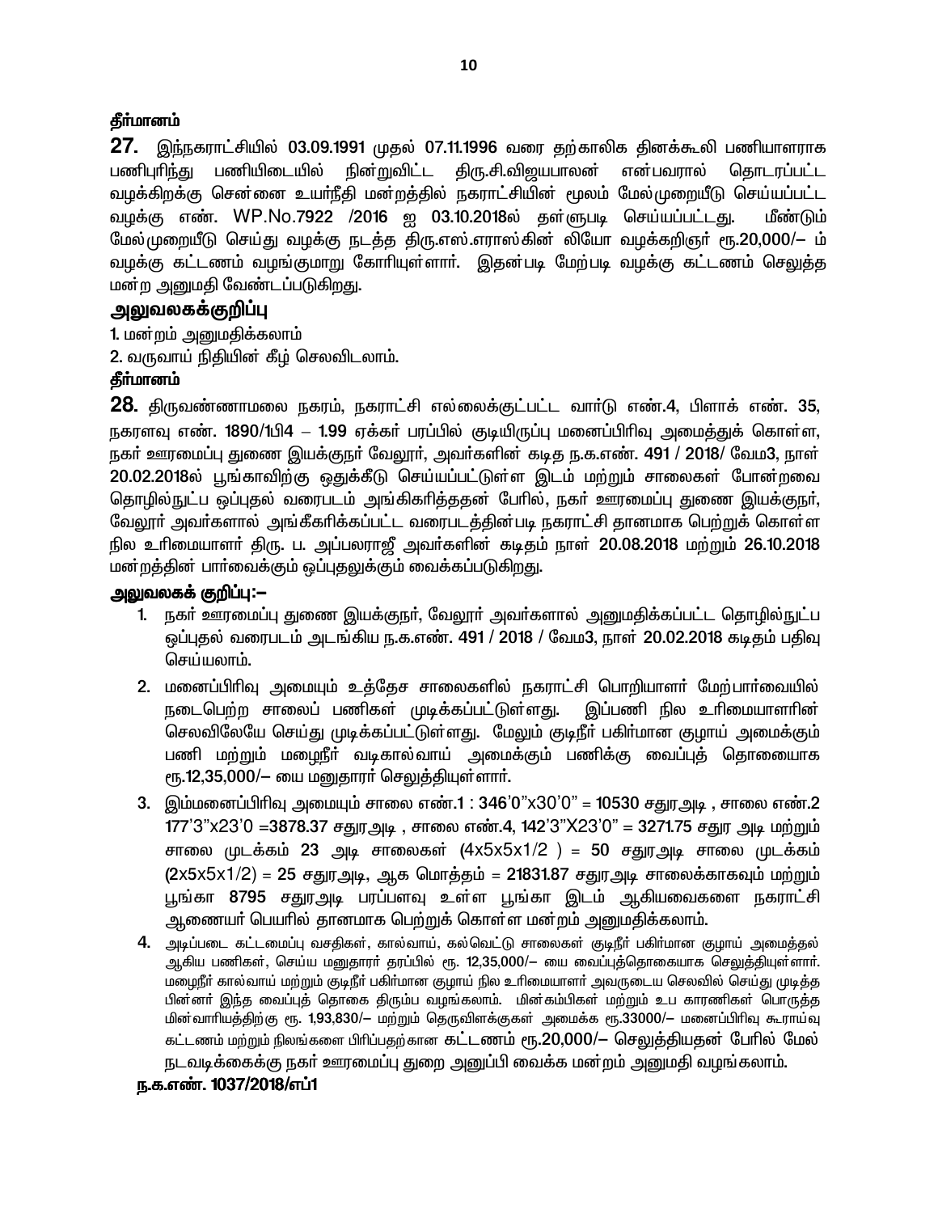**தீர்மானம்**

**27.** இந்நகராட்சியில் 03.09.1991 முதல் 07.11.1996 வரை தற்காலிக தினக்கூலி பணியாளராக பணிபுரிந்து பணியிடையில் நின்றுவிட்ட திரு.சி.விஜயபாலன் என்பவரால் தொடரப்பட்ட வழக்கிறக்கு சென்னை உயர்நீதி மன்றத்தில் நகராட்சியின் மூலம் மேல்முறையீடு செய்யப்பட்ட வழக்கு எண். WP.No.7922 /2016 ஐ 03.10.2018ல் தள்ளுபடி செய்யப்பட்டது. மீண்டும் மேல்முறையீடு செய்து வழக்கு நடத்த திரு.எஸ்.எராஸ்கின் லியோ வழக்கறிஞர் ரூ.20,000/– ம் வழக்கு கட்டணம் வழங்குமாறு கோரியுள்ளார். இதன்படி மேற்படி வழக்கு கட்டணம் செலுத்த மன்ற அனுமதி வேண்டப்படுகிறது.

## அலுவலகக்குறிப்பு

1. மன்றம் அனுமதிக்கலாம்
2. வருவாய் நிதியின் கீழ் செலவிடலாம்.

**தீர்மானம்**

**28.** திருவண்ணாமலை நகரம், நகராட்சி எல்லைக்குட்பட்ட வார்டு எண்.4, பிளாக் எண். 35, நகரளவு எண். 1890/1பி4 – 1.99 ஏக்கர் பரப்பில் குடியிருப்பு மனைப்பிரிவு அமைத்துக் கொள்ள, நகர் ஊரமைப்பு துணை இயக்குநர் வேலூர், அவர்களின் கடித ந.க.எண். 491 / 2018/ வேம3, நாள் 20.02.2018ல் பூங்காவிற்கு ஒதுக்கீடு செய்யப்பட்டுள்ள இடம் மற்றும் சாலைகள் போன்றவை தொழில்நுட்ப ஒப்புதல் வரைபடம் அங்கிகரித்ததன் பேரில், நகர் ஊரமைப்பு துணை இயக்குநர், வேலூர் அவர்களால் அங்கீகரிக்கப்பட்ட வரைபடத்தின்படி நகராட்சி தானமாக பெற்றுக் கொள்ள நில உரிமையாளர் திரு. ப. அப்பலராஜீ அவர்களின் கடிதம் நாள் 20.08.2018 மற்றும் 26.10.2018 மன்றத்தின் பார்வைக்கும் ஒப்புதலுக்கும் வைக்கப்படுகிறது.

## அலுவலகக் குறிப்பு:–

1. நகர் ஊரமைப்பு துணை இயக்குநர், வேலூர் அவர்களால் அனுமதிக்கப்பட்ட தொழில்நுட்ப ஒப்புதல் வரைபடம் அடங்கிய ந.க.எண். 491 / 2018 / வேம3, நாள் 20.02.2018 கடிதம் பதிவு செய்யலாம்.
2. மனைப்பிரிவு அமையும் உத்தேச சாலைகளில் நகராட்சி பொறியாளர் மேற்பார்வையில் நடைபெற்ற சாலைப் பணிகள் முடிக்கப்பட்டுள்ளது. இப்பணி நில உரிமையாளரின் செலவிலேயே செய்து முடிக்கப்பட்டுள்ளது. மேலும் குடிநீர் பகிர்மான குழாய் அமைக்கும் பணி மற்றும் மழைநீர் வடிகால்வாய் அமைக்கும் பணிக்கு வைப்புத் தொகையாக ரூ.12,35,000/– யை மனுதாரர் செலுத்தியுள்ளார்.
3. இம்மனைப்பிரிவு அமையும் சாலை எண்.1 : 346'0"x30'0" = 10530 சதுரஅடி , சாலை எண்.2 177'3"x23'0 =3878.37 சதுரஅடி , சாலை எண்.4, 142'3"X23'0" = 3271.75 சதுர அடி மற்றும் சாலை முடக்கம் 23 அடி சாலைகள் (4x5x5x1/2 ) = 50 சதுரஅடி சாலை முடக்கம் (2x5x5x1/2) = 25 சதுரஅடி, ஆக மொத்தம் = 21831.87 சதுரஅடி சாலைக்காகவும் மற்றும் பூங்கா 8795 சதுரஅடி பரப்பளவு உள்ள பூங்கா இடம் ஆகியவைகளை நகராட்சி ஆணையர் பெயரில் தானமாக பெற்றுக் கொள்ள மன்றம் அனுமதிக்கலாம்.
4. அடிப்படை கட்டமைப்பு வசதிகள், கால்வாய், கல்வெட்டு சாலைகள் குடிநீர் பகிர்மான குழாய் அமைத்தல் ஆகிய பணிகள், செய்ய மனுதாரர் தரப்பில் ரூ. 12,35,000/– யை வைப்புத்தொகையாக செலுத்தியுள்ளார். மழைநீர் கால்வாய் மற்றும் குடிநீர் பகிர்மான குழாய் நில உரிமையாளர் அவருடைய செலவில் செய்து முடித்த பின்னர் இந்த வைப்புத் தொகை திரும்ப வழங்கலாம். மின்கம்பிகள் மற்றும் உப காரணிகள் பொருத்த மின்வாரியத்திற்கு ரூ. 1,93,830/– மற்றும் தெருவிளக்குகள் அமைக்க ரூ.33000/– மனைப்பிரிவு கூராய்வு கட்டணம் மற்றும் நிலங்களை பிரிப்பதற்கான கட்டணம் ரூ.20,000/– செலுத்தியதன் பேரில் மேல் நடவடிக்கைக்கு நகர் ஊரமைப்பு துறை அனுப்பி வைக்க மன்றம் அனுமதி வழங்கலாம்.

**ந.க.எண். 1037/2018/எப்1**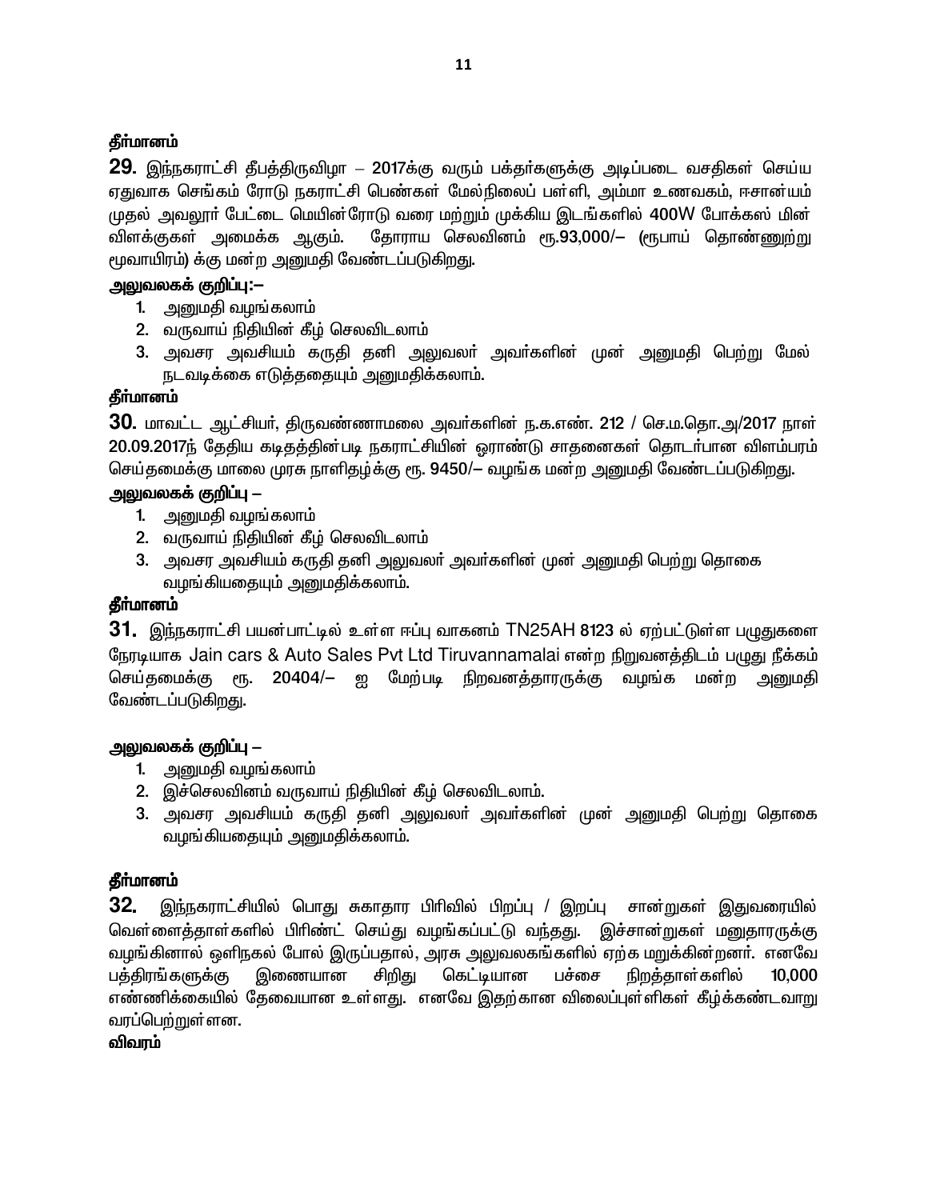**தீர்மானம்**

**29.** இந்நகராட்சி தீபத்திருவிழா – 2017க்கு வரும் பக்தர்களுக்கு அடிப்படை வசதிகள் செய்ய ஏதுவாக செங்கம் ரோடு நகராட்சி பெண்கள் மேல்நிலைப் பள்ளி, அம்மா உணவகம், ஈசான்யம் முதல் அவலூர் பேட்டை மெயின்ரோடு வரை மற்றும் முக்கிய இடங்களில் 400W போக்கஸ் மின் விளக்குகள் அமைக்க ஆகும். தோராய செலவினம் ரூ.93,000/– (ரூபாய் தொண்ணூற்று மூவாயிரம்) க்கு மன்ற அனுமதி வேண்டப்படுகிறது.

**அலுவலகக் குறிப்பு:–**

1. அனுமதி வழங்கலாம்
2. வருவாய் நிதியின் கீழ் செலவிடலாம்
3. அவசர அவசியம் கருதி தனி அலுவலர் அவர்களின் முன் அனுமதி பெற்று மேல் நடவடிக்கை எடுத்ததையும் அனுமதிக்கலாம்.

**தீர்மானம்**

**30.** மாவட்ட ஆட்சியர், திருவண்ணாமலை அவர்களின் ந.க.எண். 212 / செ.ம.தொ.அ/2017 நாள் 20.09.2017ந் தேதிய கடிதத்தின்படி நகராட்சியின் ஓராண்டு சாதனைகள் தொடர்பான விளம்பரம் செய்தமைக்கு மாலை முரசு நாளிதழ்க்கு ரூ. 9450/– வழங்க மன்ற அனுமதி வேண்டப்படுகிறது.

**அலுவலகக் குறிப்பு –**

1. அனுமதி வழங்கலாம்
2. வருவாய் நிதியின் கீழ் செலவிடலாம்
3. அவசர அவசியம் கருதி தனி அலுவலர் அவர்களின் முன் அனுமதி பெற்று தொகை வழங்கியதையும் அனுமதிக்கலாம்.

**தீர்மானம்**

**31.** இந்நகராட்சி பயன்பாட்டில் உள்ள ஈப்பு வாகனம் TN25AH 8123 ல் ஏற்பட்டுள்ள பழுதுகளை நேரடியாக Jain cars & Auto Sales Pvt Ltd Tiruvannamalai என்ற நிறுவனத்திடம் பழுது நீக்கம் செய்தமைக்கு ரூ. 20404/– ஐ மேற்படி நிறவனத்தாரருக்கு வழங்க மன்ற அனுமதி வேண்டப்படுகிறது.

**அலுவலகக் குறிப்பு –**

1. அனுமதி வழங்கலாம்
2. இச்செலவினம் வருவாய் நிதியின் கீழ் செலவிடலாம்.
3. அவசர அவசியம் கருதி தனி அலுவலர் அவர்களின் முன் அனுமதி பெற்று தொகை வழங்கியதையும் அனுமதிக்கலாம்.

**தீர்மானம்**

**32.** இந்நகராட்சியில் பொது சுகாதார பிரிவில் பிறப்பு / இறப்பு சான்றுகள் இதுவரையில் வெள்ளைத்தாள்களில் பிரிண்ட் செய்து வழங்கப்பட்டு வந்தது. இச்சான்றுகள் மனுதாரருக்கு வழங்கினால் ஒளிநகல் போல் இருப்பதால், அரசு அலுவலகங்களில் ஏற்க மறுக்கின்றனர். எனவே பத்திரங்களுக்கு இணையான சிறிது கெட்டியான பச்சை நிறத்தாள்களில் 10,000 எண்ணிக்கையில் தேவையான உள்ளது. எனவே இதற்கான விலைப்புள்ளிகள் கீழ்க்கண்டவாறு வரப்பெற்றுள்ளன.

**விவரம்**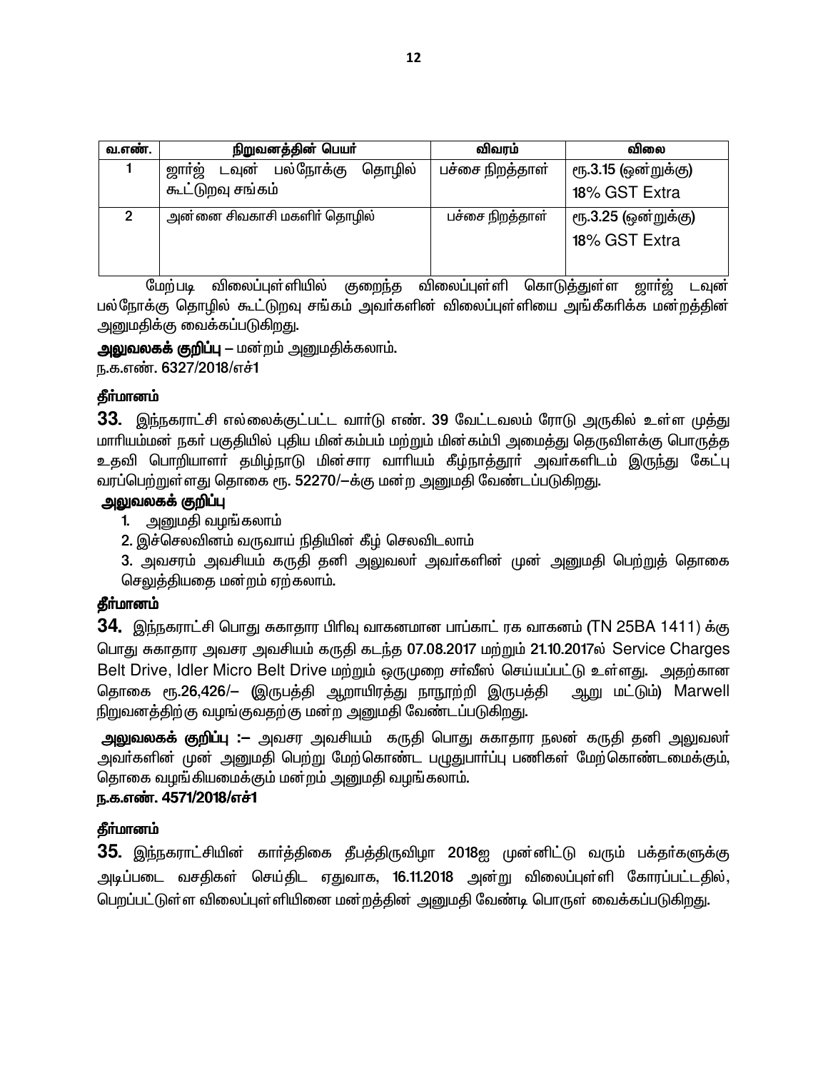| வ.எண். | நிறுவனத்தின் பெயர் | விவரம் | விலை |
| --- | --- | --- | --- |
| 1 | ஜார்ஜ் டவுன் பல்நோக்கு தொழில் கூட்டுறவு சங்கம் | பச்சை நிறத்தாள் | ரூ.3.15 (ஒன்றுக்கு) 18% GST Extra |
| 2 | அன்னை சிவகாசி மகளிர் தொழில் | பச்சை நிறத்தாள் | ரூ.3.25 (ஒன்றுக்கு) 18% GST Extra |

மேற்படி விலைப்புள்ளியில் குறைந்த விலைப்புள்ளி கொடுத்துள்ள ஜார்ஜ் டவுன் பல்நோக்கு தொழில் கூட்டுறவு சங்கம் அவர்களின் விலைப்புள்ளியை அங்கீகரிக்க மன்றத்தின் அனுமதிக்கு வைக்கப்படுகிறது.

**அலுவலகக் குறிப்பு** – மன்றம் அனுமதிக்கலாம்.

ந.க.எண். 6327/2018/எச்1

**தீர்மானம்**

**33.** இந்நகராட்சி எல்லைக்குட்பட்ட வார்டு எண். 39 வேட்டவலம் ரோடு அருகில் உள்ள முத்து மாரியம்மன் நகர் பகுதியில் புதிய மின்கம்பம் மற்றும் மின்கம்பி அமைத்து தெருவிளக்கு பொருத்த உதவி பொறியாளர் தமிழ்நாடு மின்சார வாரியம் கீழ்நாத்தூர் அவர்களிடம் இருந்து கேட்பு வரப்பெற்றுள்ளது தொகை ரூ. 52270/–க்கு மன்ற அனுமதி வேண்டப்படுகிறது.

**அலுவலகக் குறிப்பு**

1. அனுமதி வழங்கலாம்
2. இச்செலவினம் வருவாய் நிதியின் கீழ் செலவிடலாம்
3. அவசரம் அவசியம் கருதி தனி அலுவலர் அவர்களின் முன் அனுமதி பெற்றுத் தொகை செலுத்தியதை மன்றம் ஏற்கலாம்.

**தீர்மானம்**

**34.** இந்நகராட்சி பொது சுகாதார பிரிவு வாகனமான பாப்காட் ரக வாகனம் (TN 25BA 1411) க்கு பொது சுகாதார அவசர அவசியம் கருதி கடந்த 07.08.2017 மற்றும் 21.10.2017ல் Service Charges Belt Drive, Idler Micro Belt Drive மற்றும் ஒருமுறை சர்வீஸ் செய்யப்பட்டு உள்ளது. அதற்கான தொகை ரூ.26,426/– (இருபத்தி ஆறாயிரத்து நாநூற்றி இருபத்தி ஆறு மட்டும்) Marwell நிறுவனத்திற்கு வழங்குவதற்கு மன்ற அனுமதி வேண்டப்படுகிறது.

**அலுவலகக் குறிப்பு :–** அவசர அவசியம் கருதி பொது சுகாதார நலன் கருதி தனி அலுவலர் அவர்களின் முன் அனுமதி பெற்று மேற்கொண்ட பழுதுபார்ப்பு பணிகள் மேற்கொண்டமைக்கும், தொகை வழங்கியமைக்கும் மன்றம் அனுமதி வழங்கலாம்.

**ந.க.எண். 4571/2018/எச்1**

**தீர்மானம்**

**35.** இந்நகராட்சியின் கார்த்திகை தீபத்திருவிழா 2018ஐ முன்னிட்டு வரும் பக்தர்களுக்கு அடிப்படை வசதிகள் செய்திட ஏதுவாக, 16.11.2018 அன்று விலைப்புள்ளி கோரப்பட்டதில், பெறப்பட்டுள்ள விலைப்புள்ளியினை மன்றத்தின் அனுமதி வேண்டி பொருள் வைக்கப்படுகிறது.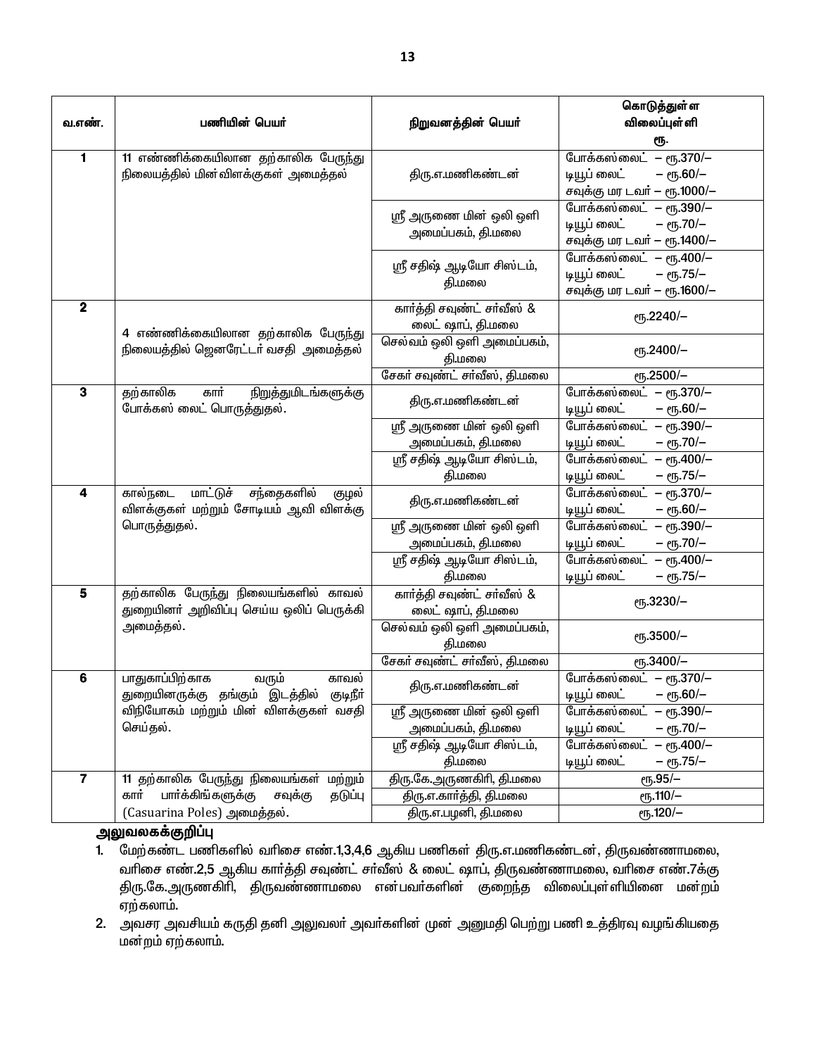| வ.எண். | பணியின் பெயர் | நிறுவனத்தின் பெயர் | கொடுத்துள்ள விலைப்புள்ளி ரூ. |
|---|---|---|---|
| 1 | 11 எண்ணிக்கையிலான தற்காலிக பேருந்து நிலையத்தில் மின்விளக்குகள் அமைத்தல் | திரு.எ.மணிகண்டன் | போக்கஸ்லைட் – ரூ.370/–<br>டியூப் லைட் – ரூ.60/–<br>சவுக்கு மர டவர் – ரூ.1000/– |
| | | ஸ்ரீ அருணை மின் ஒலி ஒளி அமைப்பகம், தி.மலை | போக்கஸ்லைட் – ரூ.390/–<br>டியூப் லைட் – ரூ.70/–<br>சவுக்கு மர டவர் – ரூ.1400/– |
| | | ஸ்ரீ சதிஷ் ஆடியோ சிஸ்டம், தி.மலை | போக்கஸ்லைட் – ரூ.400/–<br>டியூப் லைட் – ரூ.75/–<br>சவுக்கு மர டவர் – ரூ.1600/– |
| 2 | 4 எண்ணிக்கையிலான தற்காலிக பேருந்து நிலையத்தில் ஜெனரேட்டர் வசதி அமைத்தல் | கார்த்தி சவுண்ட் சர்வீஸ் & லைட் ஷாப், தி.மலை | ரூ.2240/– |
| | | செல்வம் ஒலி ஒளி அமைப்பகம், தி.மலை | ரூ.2400/– |
| | | சேகர் சவுண்ட் சர்வீஸ், தி.மலை | ரூ.2500/– |
| 3 | தற்காலிக கார் நிறுத்துமிடங்களுக்கு போக்கஸ் லைட் பொருத்துதல். | திரு.எ.மணிகண்டன் | போக்கஸ்லைட் – ரூ.370/–<br>டியூப் லைட் – ரூ.60/– |
| | | ஸ்ரீ அருணை மின் ஒலி ஒளி அமைப்பகம், தி.மலை | போக்கஸ்லைட் – ரூ.390/–<br>டியூப் லைட் – ரூ.70/– |
| | | ஸ்ரீ சதிஷ் ஆடியோ சிஸ்டம், தி.மலை | போக்கஸ்லைட் – ரூ.400/–<br>டியூப் லைட் – ரூ.75/– |
| 4 | கால்நடை மாட்டுச் சந்தைகளில் குழல் விளக்குகள் மற்றும் சோடியம் ஆவி விளக்கு பொருத்துதல். | திரு.எ.மணிகண்டன் | போக்கஸ்லைட் – ரூ.370/–<br>டியூப் லைட் – ரூ.60/– |
| | | ஸ்ரீ அருணை மின் ஒலி ஒளி அமைப்பகம், தி.மலை | போக்கஸ்லைட் – ரூ.390/–<br>டியூப் லைட் – ரூ.70/– |
| | | ஸ்ரீ சதிஷ் ஆடியோ சிஸ்டம், தி.மலை | போக்கஸ்லைட் – ரூ.400/–<br>டியூப் லைட் – ரூ.75/– |
| 5 | தற்காலிக பேருந்து நிலையங்களில் காவல் துறையினர் அறிவிப்பு செய்ய ஒலிப் பெருக்கி அமைத்தல். | கார்த்தி சவுண்ட் சர்வீஸ் & லைட் ஷாப், தி.மலை | ரூ.3230/– |
| | | செல்வம் ஒலி ஒளி அமைப்பகம், தி.மலை | ரூ.3500/– |
| | | சேகர் சவுண்ட் சர்வீஸ், தி.மலை | ரூ.3400/– |
| 6 | பாதுகாப்பிற்காக வரும் காவல் துறையினருக்கு தங்கும் இடத்தில் குடிநீர் விநியோகம் மற்றும் மின் விளக்குகள் வசதி செய்தல். | திரு.எ.மணிகண்டன் | போக்கஸ்லைட் – ரூ.370/–<br>டியூப் லைட் – ரூ.60/– |
| | | ஸ்ரீ அருணை மின் ஒலி ஒளி அமைப்பகம், தி.மலை | போக்கஸ்லைட் – ரூ.390/–<br>டியூப் லைட் – ரூ.70/– |
| | | ஸ்ரீ சதிஷ் ஆடியோ சிஸ்டம், தி.மலை | போக்கஸ்லைட் – ரூ.400/–<br>டியூப் லைட் – ரூ.75/– |
| 7 | 11 தற்காலிக பேருந்து நிலையங்கள் மற்றும் கார் பார்க்கிங்களுக்கு சவுக்கு தடுப்பு (Casuarina Poles) அமைத்தல். | திரு.கே.அருணகிரி, தி.மலை | ரூ.95/– |
| | | திரு.எ.கார்த்தி, தி.மலை | ரூ.110/– |
| | | திரு.எ.பழனி, தி.மலை | ரூ.120/– |

**அலுவலகக்குறிப்பு**

1. மேற்கண்ட பணிகளில் வரிசை எண்.1,3,4,6 ஆகிய பணிகள் திரு.எ.மணிகண்டன், திருவண்ணாமலை, வரிசை எண்.2,5 ஆகிய கார்த்தி சவுண்ட் சர்வீஸ் & லைட் ஷாப், திருவண்ணாமலை, வரிசை எண்.7க்கு திரு.கே.அருணகிரி, திருவண்ணாமலை என்பவர்களின் குறைந்த விலைப்புள்ளியினை மன்றம் ஏற்கலாம்.
2. அவசர அவசியம் கருதி தனி அலுவலர் அவர்களின் முன் அனுமதி பெற்று பணி உத்திரவு வழங்கியதை மன்றம் ஏற்கலாம்.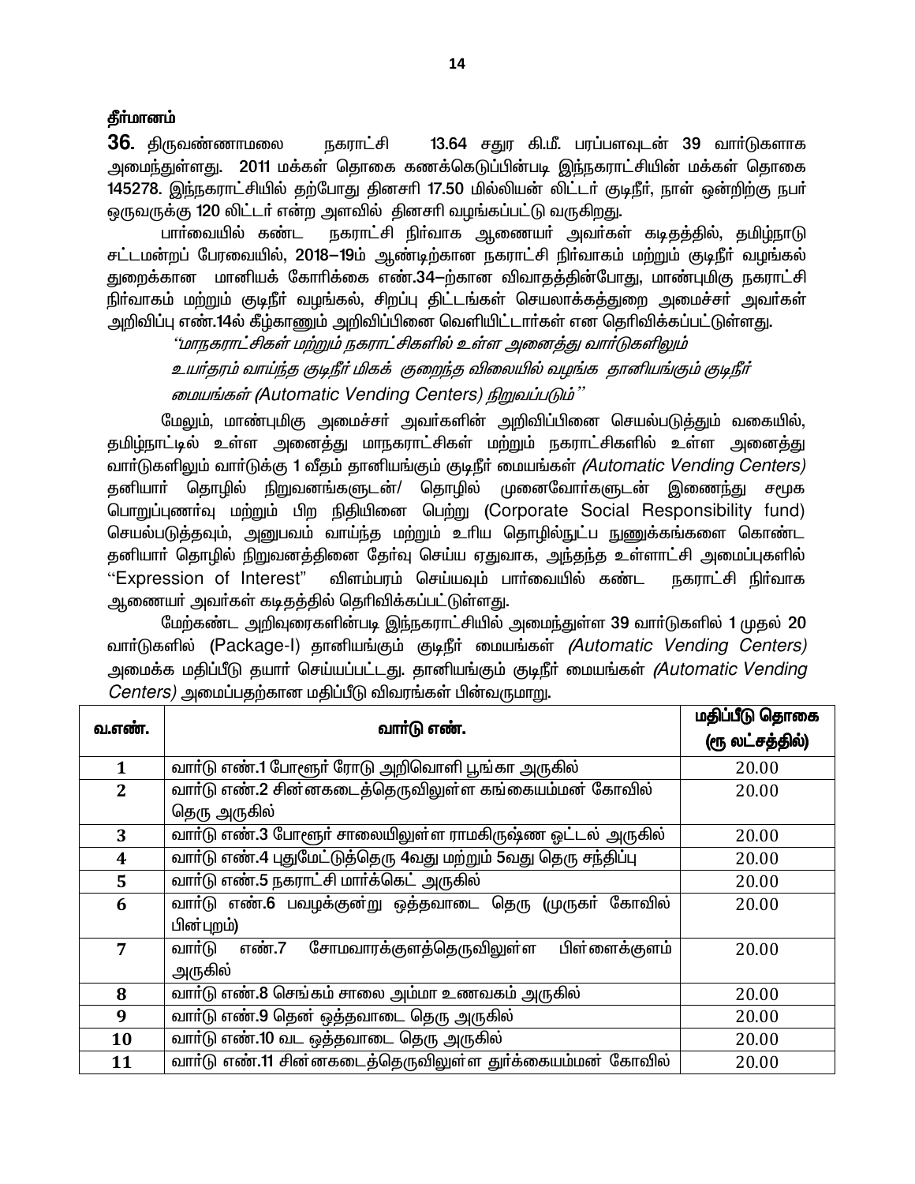**தீர்மானம்**

**36.** திருவண்ணாமலை நகராட்சி 13.64 சதுர கி.மீ. பரப்பளவுடன் 39 வார்டுகளாக அமைந்துள்ளது. 2011 மக்கள் தொகை கணக்கெடுப்பின்படி இந்நகராட்சியின் மக்கள் தொகை 145278. இந்நகராட்சியில் தற்போது தினசரி 17.50 மில்லியன் லிட்டர் குடிநீர், நாள் ஒன்றிற்கு நபர் ஒருவருக்கு 120 லிட்டர் என்ற அளவில் தினசரி வழங்கப்பட்டு வருகிறது.

பார்வையில் கண்ட நகராட்சி நிர்வாக ஆணையர் அவர்கள் கடிதத்தில், தமிழ்நாடு சட்டமன்றப் பேரவையில், 2018–19ம் ஆண்டிற்கான நகராட்சி நிர்வாகம் மற்றும் குடிநீர் வழங்கல் துறைக்கான மானியக் கோரிக்கை எண்.34–ற்கான விவாதத்தின்போது, மாண்புமிகு நகராட்சி நிர்வாகம் மற்றும் குடிநீர் வழங்கல், சிறப்பு திட்டங்கள் செயலாக்கத்துறை அமைச்சர் அவர்கள் அறிவிப்பு எண்.14ல் கீழ்காணும் அறிவிப்பினை வெளியிட்டார்கள் என தெரிவிக்கப்பட்டுள்ளது.

*“மாநகராட்சிகள் மற்றும் நகராட்சிகளில் உள்ள அனைத்து வார்டுகளிலும் உயர்தரம் வாய்ந்த குடிநீர் மிகக் குறைந்த விலையில் வழங்க தானியங்கும் குடிநீர் மையங்கள் (Automatic Vending Centers) நிறுவப்படும்”*

மேலும், மாண்புமிகு அமைச்சர் அவர்களின் அறிவிப்பினை செயல்படுத்தும் வகையில், தமிழ்நாட்டில் உள்ள அனைத்து மாநகராட்சிகள் மற்றும் நகராட்சிகளில் உள்ள அனைத்து வார்டுகளிலும் வார்டுக்கு 1 வீதம் தானியங்கும் குடிநீர் மையங்கள் *(Automatic Vending Centers)* தனியார் தொழில் நிறுவனங்களுடன்/ தொழில் முனைவோர்களுடன் இணைந்து சமூக பொறுப்புணர்வு மற்றும் பிற நிதியினை பெற்று (Corporate Social Responsibility fund) செயல்படுத்தவும், அனுபவம் வாய்ந்த மற்றும் உரிய தொழில்நுட்ப நுணுக்கங்களை கொண்ட தனியார் தொழில் நிறுவனத்தினை தேர்வு செய்ய ஏதுவாக, அந்தந்த உள்ளாட்சி அமைப்புகளில் “Expression of Interest” விளம்பரம் செய்யவும் பார்வையில் கண்ட நகராட்சி நிர்வாக ஆணையர் அவர்கள் கடிதத்தில் தெரிவிக்கப்பட்டுள்ளது.

மேற்கண்ட அறிவுரைகளின்படி இந்நகராட்சியில் அமைந்துள்ள 39 வார்டுகளில் 1 முதல் 20 வார்டுகளில் (Package-I) தானியங்கும் குடிநீர் மையங்கள் *(Automatic Vending Centers)* அமைக்க மதிப்பீடு தயார் செய்யப்பட்டது. தானியங்கும் குடிநீர் மையங்கள் *(Automatic Vending Centers)* அமைப்பதற்கான மதிப்பீடு விவரங்கள் பின்வருமாறு.

| வ.எண். | வார்டு எண். | மதிப்பீடு தொகை (ரூ லட்சத்தில்) |
|---|---|---|
| 1 | வார்டு எண்.1 போளூர் ரோடு அறிவொளி பூங்கா அருகில் | 20.00 |
| 2 | வார்டு எண்.2 சின்னகடைத்தெருவிலுள்ள கங்கையம்மன் கோவில் தெரு அருகில் | 20.00 |
| 3 | வார்டு எண்.3 போளூர் சாலையிலுள்ள ராமகிருஷ்ண ஓட்டல் அருகில் | 20.00 |
| 4 | வார்டு எண்.4 புதுமேட்டுத்தெரு 4வது மற்றும் 5வது தெரு சந்திப்பு | 20.00 |
| 5 | வார்டு எண்.5 நகராட்சி மார்க்கெட் அருகில் | 20.00 |
| 6 | வார்டு எண்.6 பவழக்குன்று ஒத்தவாடை தெரு (முருகர் கோவில் பின்புறம்) | 20.00 |
| 7 | வார்டு எண்.7 சோமவாரக்குளத்தெருவிலுள்ள பிள்ளைக்குளம் அருகில் | 20.00 |
| 8 | வார்டு எண்.8 செங்கம் சாலை அம்மா உணவகம் அருகில் | 20.00 |
| 9 | வார்டு எண்.9 தென் ஒத்தவாடை தெரு அருகில் | 20.00 |
| 10 | வார்டு எண்.10 வட ஒத்தவாடை தெரு அருகில் | 20.00 |
| 11 | வார்டு எண்.11 சின்னகடைத்தெருவிலுள்ள துர்க்கையம்மன் கோவில் | 20.00 |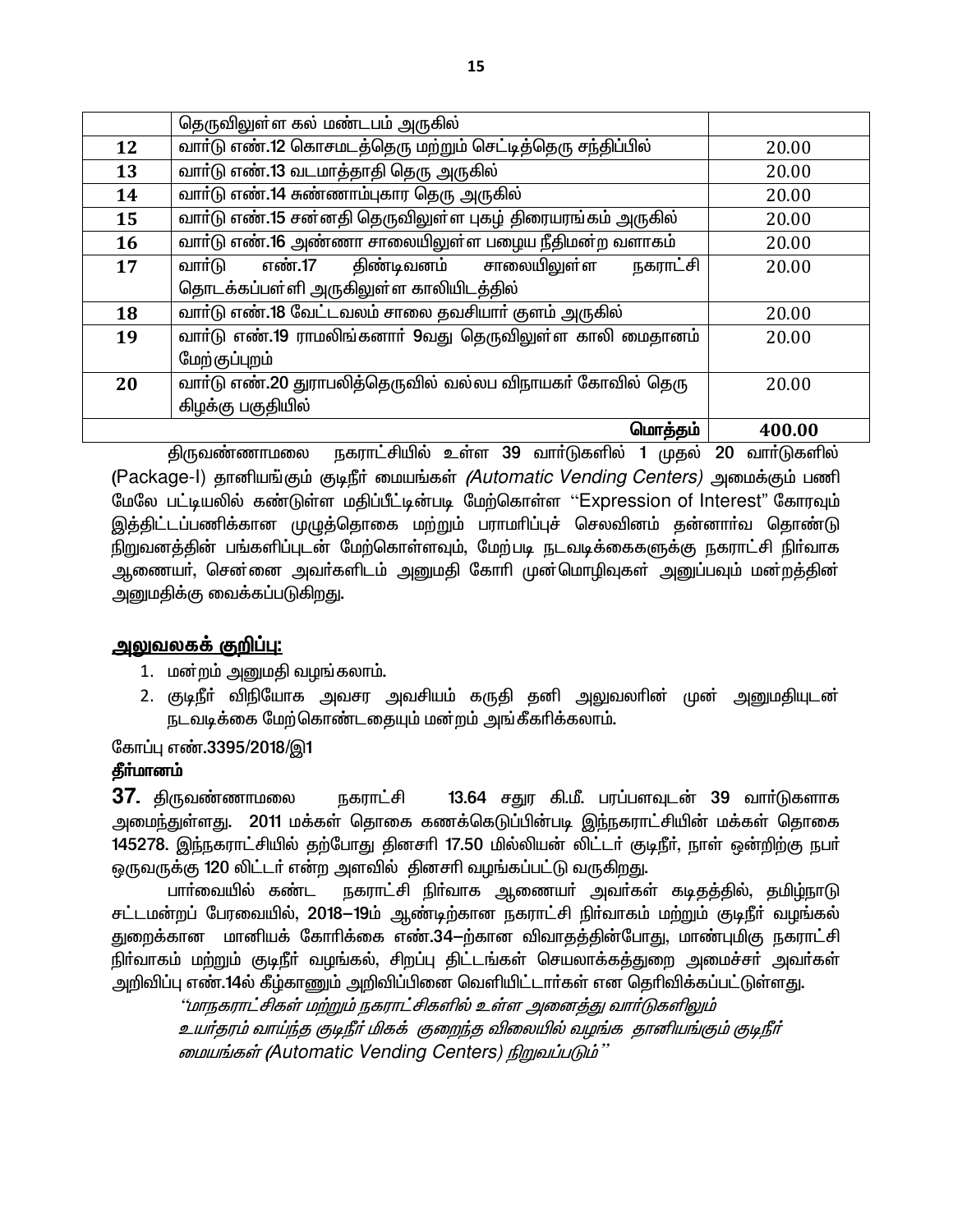| | | |
|---|---|---|
| | தெருவிலுள்ள கல் மண்டபம் அருகில் | |
| 12 | வார்டு எண்.12 கொசமடத்தெரு மற்றும் செட்டித்தெரு சந்திப்பில் | 20.00 |
| 13 | வார்டு எண்.13 வடமாத்தாதி தெரு அருகில் | 20.00 |
| 14 | வார்டு எண்.14 சுண்ணாம்புகார தெரு அருகில் | 20.00 |
| 15 | வார்டு எண்.15 சன்னதி தெருவிலுள்ள புகழ் திரையரங்கம் அருகில் | 20.00 |
| 16 | வார்டு எண்.16 அண்ணா சாலையிலுள்ள பழைய நீதிமன்ற வளாகம் | 20.00 |
| 17 | வார்டு எண்.17 திண்டிவனம் சாலையிலுள்ள நகராட்சி தொடக்கப்பள்ளி அருகிலுள்ள காலியிடத்தில் | 20.00 |
| 18 | வார்டு எண்.18 வேட்டவலம் சாலை தவசியார் குளம் அருகில் | 20.00 |
| 19 | வார்டு எண்.19 ராமலிங்கனார் 9வது தெருவிலுள்ள காலி மைதானம் மேற்குப்புறம் | 20.00 |
| 20 | வார்டு எண்.20 துராபலித்தெருவில் வல்லப விநாயகர் கோவில் தெரு கிழக்கு பகுதியில் | 20.00 |
| | **மொத்தம்** | **400.00** |

திருவண்ணாமலை நகராட்சியில் உள்ள 39 வார்டுகளில் 1 முதல் 20 வார்டுகளில் (Package-I) தானியங்கும் குடிநீர் மையங்கள் *(Automatic Vending Centers)* அமைக்கும் பணி மேலே பட்டியலில் கண்டுள்ள மதிப்பீட்டின்படி மேற்கொள்ள "Expression of Interest" கோரவும் இத்திட்டப்பணிக்கான முழுத்தொகை மற்றும் பராமரிப்புச் செலவினம் தன்னார்வ தொண்டு நிறுவனத்தின் பங்களிப்புடன் மேற்கொள்ளவும், மேற்படி நடவடிக்கைகளுக்கு நகராட்சி நிர்வாக ஆணையர், சென்னை அவர்களிடம் அனுமதி கோரி முன்மொழிவுகள் அனுப்பவும் மன்றத்தின் அனுமதிக்கு வைக்கப்படுகிறது.

**<u>அலுவலகக் குறிப்பு:</u>**

1. மன்றம் அனுமதி வழங்கலாம்.
2. குடிநீர் விநியோக அவசர அவசியம் கருதி தனி அலுவலரின் முன் அனுமதியுடன் நடவடிக்கை மேற்கொண்டதையும் மன்றம் அங்கீகரிக்கலாம்.

கோப்பு எண்.3395/2018/இ1

**தீர்மானம்**

**37.** திருவண்ணாமலை நகராட்சி 13.64 சதுர கி.மீ. பரப்பளவுடன் 39 வார்டுகளாக அமைந்துள்ளது. 2011 மக்கள் தொகை கணக்கெடுப்பின்படி இந்நகராட்சியின் மக்கள் தொகை 145278. இந்நகராட்சியில் தற்போது தினசரி 17.50 மில்லியன் லிட்டர் குடிநீர், நாள் ஒன்றிற்கு நபர் ஒருவருக்கு 120 லிட்டர் என்ற அளவில் தினசரி வழங்கப்பட்டு வருகிறது.

பார்வையில் கண்ட நகராட்சி நிர்வாக ஆணையர் அவர்கள் கடிதத்தில், தமிழ்நாடு சட்டமன்றப் பேரவையில், 2018–19ம் ஆண்டிற்கான நகராட்சி நிர்வாகம் மற்றும் குடிநீர் வழங்கல் துறைக்கான மானியக் கோரிக்கை எண்.34–ற்கான விவாதத்தின்போது, மாண்புமிகு நகராட்சி நிர்வாகம் மற்றும் குடிநீர் வழங்கல், சிறப்பு திட்டங்கள் செயலாக்கத்துறை அமைச்சர் அவர்கள் அறிவிப்பு எண்.14ல் கீழ்காணும் அறிவிப்பினை வெளியிட்டார்கள் என தெரிவிக்கப்பட்டுள்ளது.

*"மாநகராட்சிகள் மற்றும் நகராட்சிகளில் உள்ள அனைத்து வார்டுகளிலும் உயர்தரம் வாய்ந்த குடிநீர் மிகக் குறைந்த விலையில் வழங்க தானியங்கும் குடிநீர் மையங்கள் (Automatic Vending Centers) நிறுவப்படும்"*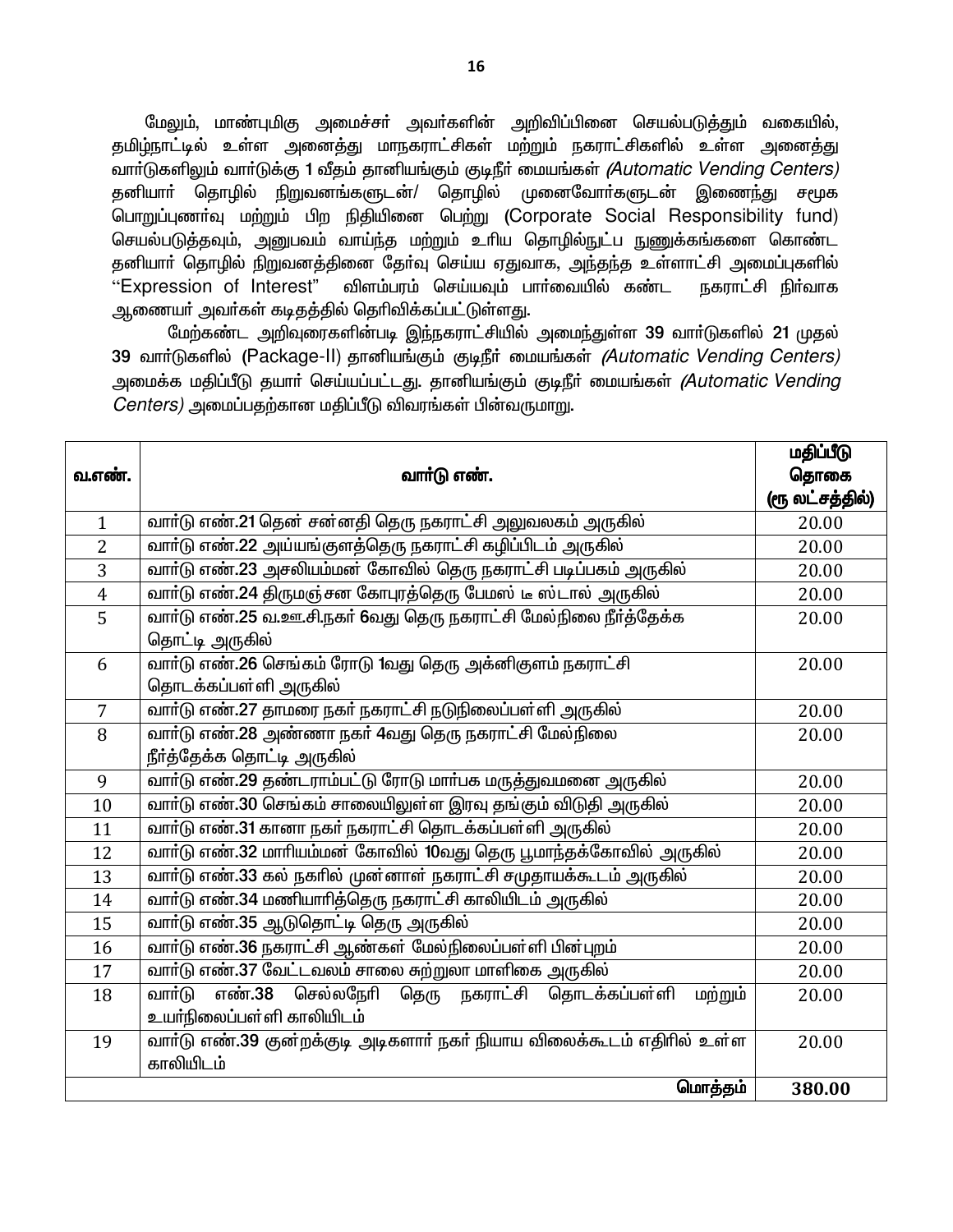மேலும், மாண்புமிகு அமைச்சர் அவர்களின் அறிவிப்பினை செயல்படுத்தும் வகையில், தமிழ்நாட்டில் உள்ள அனைத்து மாநகராட்சிகள் மற்றும் நகராட்சிகளில் உள்ள அனைத்து வார்டுகளிலும் வார்டுக்கு 1 வீதம் தானியங்கும் குடிநீர் மையங்கள் *(Automatic Vending Centers)* தனியார் தொழில் நிறுவனங்களுடன்/ தொழில் முனைவோர்களுடன் இணைந்து சமூக பொறுப்புணர்வு மற்றும் பிற நிதியினை பெற்று (Corporate Social Responsibility fund) செயல்படுத்தவும், அனுபவம் வாய்ந்த மற்றும் உரிய தொழில்நுட்ப நுணுக்கங்களை கொண்ட தனியார் தொழில் நிறுவனத்தினை தேர்வு செய்ய ஏதுவாக, அந்தந்த உள்ளாட்சி அமைப்புகளில் "Expression of Interest" விளம்பரம் செய்யவும் பார்வையில் கண்ட நகராட்சி நிர்வாக ஆணையர் அவர்கள் கடிதத்தில் தெரிவிக்கப்பட்டுள்ளது.

மேற்கண்ட அறிவுரைகளின்படி இந்நகராட்சியில் அமைந்துள்ள 39 வார்டுகளில் 21 முதல் 39 வார்டுகளில் (Package-II) தானியங்கும் குடிநீர் மையங்கள் *(Automatic Vending Centers)* அமைக்க மதிப்பீடு தயார் செய்யப்பட்டது. தானியங்கும் குடிநீர் மையங்கள் *(Automatic Vending Centers)* அமைப்பதற்கான மதிப்பீடு விவரங்கள் பின்வருமாறு.

| வ.எண். | வார்டு எண். | மதிப்பீடு தொகை (ரூ லட்சத்தில்) |
|---|---|---|
| 1 | வார்டு எண்.21 தென் சன்னதி தெரு நகராட்சி அலுவலகம் அருகில் | 20.00 |
| 2 | வார்டு எண்.22 அய்யங்குளத்தெரு நகராட்சி கழிப்பிடம் அருகில் | 20.00 |
| 3 | வார்டு எண்.23 அசலியம்மன் கோவில் தெரு நகராட்சி படிப்பகம் அருகில் | 20.00 |
| 4 | வார்டு எண்.24 திருமஞ்சன கோபுரத்தெரு பேமஸ் டீ ஸ்டால் அருகில் | 20.00 |
| 5 | வார்டு எண்.25 வ.ஊ.சி.நகர் 6வது தெரு நகராட்சி மேல்நிலை நீர்த்தேக்க தொட்டி அருகில் | 20.00 |
| 6 | வார்டு எண்.26 செங்கம் ரோடு 1வது தெரு அக்னிகுளம் நகராட்சி தொடக்கப்பள்ளி அருகில் | 20.00 |
| 7 | வார்டு எண்.27 தாமரை நகர் நகராட்சி நடுநிலைப்பள்ளி அருகில் | 20.00 |
| 8 | வார்டு எண்.28 அண்ணா நகர் 4வது தெரு நகராட்சி மேல்நிலை நீர்த்தேக்க தொட்டி அருகில் | 20.00 |
| 9 | வார்டு எண்.29 தண்டராம்பட்டு ரோடு மார்பக மருத்துவமனை அருகில் | 20.00 |
| 10 | வார்டு எண்.30 செங்கம் சாலையிலுள்ள இரவு தங்கும் விடுதி அருகில் | 20.00 |
| 11 | வார்டு எண்.31 கானா நகர் நகராட்சி தொடக்கப்பள்ளி அருகில் | 20.00 |
| 12 | வார்டு எண்.32 மாரியம்மன் கோவில் 10வது தெரு பூமாந்தக்கோவில் அருகில் | 20.00 |
| 13 | வார்டு எண்.33 கல் நகரில் முன்னாள் நகராட்சி சமுதாயக்கூடம் அருகில் | 20.00 |
| 14 | வார்டு எண்.34 மணியாரித்தெரு நகராட்சி காலியிடம் அருகில் | 20.00 |
| 15 | வார்டு எண்.35 ஆடுதொட்டி தெரு அருகில் | 20.00 |
| 16 | வார்டு எண்.36 நகராட்சி ஆண்கள் மேல்நிலைப்பள்ளி பின்புறம் | 20.00 |
| 17 | வார்டு எண்.37 வேட்டவலம் சாலை சுற்றுலா மாளிகை அருகில் | 20.00 |
| 18 | வார்டு எண்.38 செல்லநேரி தெரு நகராட்சி தொடக்கப்பள்ளி மற்றும் உயர்நிலைப்பள்ளி காலியிடம் | 20.00 |
| 19 | வார்டு எண்.39 குன்றக்குடி அடிகளார் நகர் நியாய விலைக்கூடம் எதிரில் உள்ள காலியிடம் | 20.00 |
| | **மொத்தம்** | **380.00** |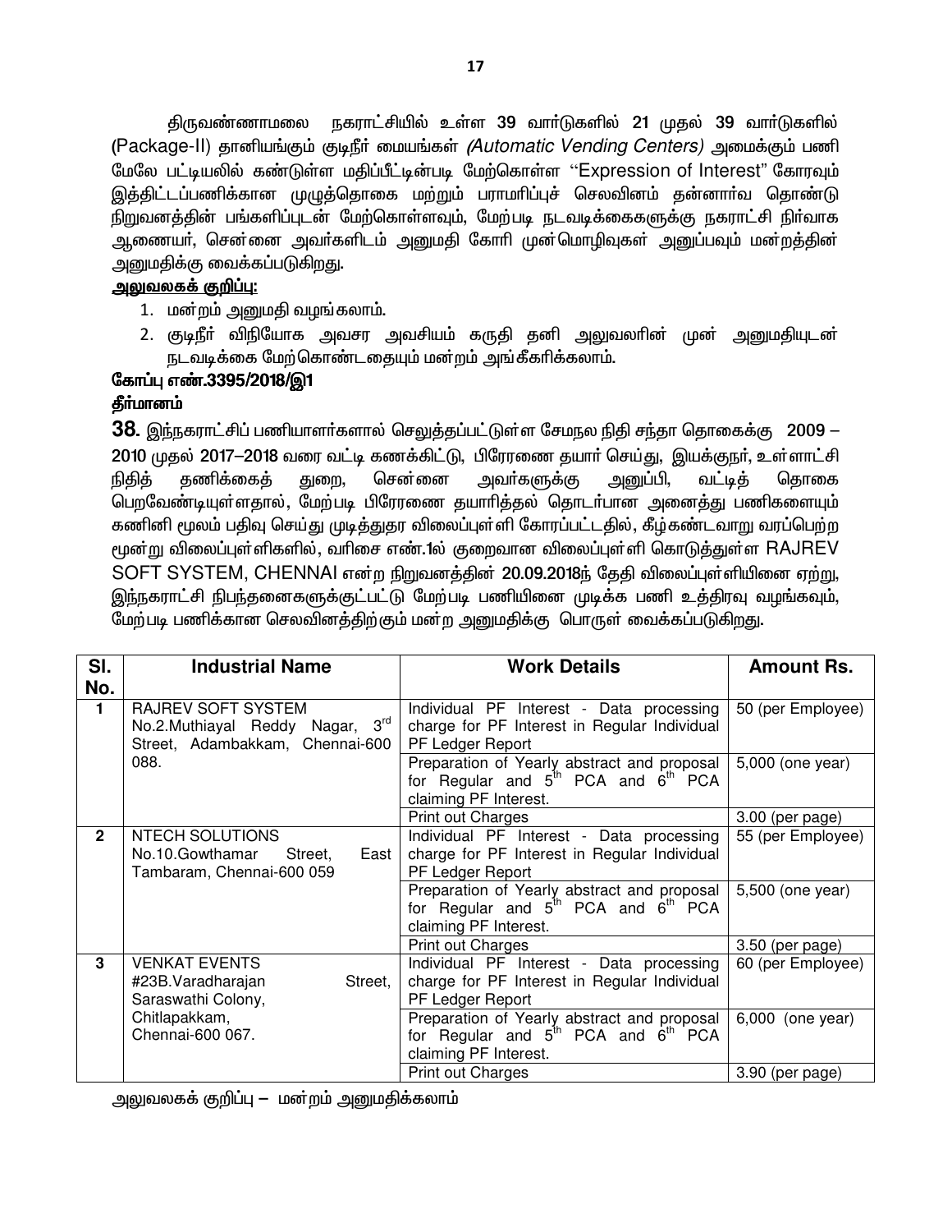திருவண்ணாமலை நகராட்சியில் உள்ள 39 வார்டுகளில் 21 முதல் 39 வார்டுகளில் (Package-II) தானியங்கும் குடிநீர் மையங்கள் *(Automatic Vending Centers)* அமைக்கும் பணி மேலே பட்டியலில் கண்டுள்ள மதிப்பீட்டின்படி மேற்கொள்ள "Expression of Interest" கோரவும் இத்திட்டப்பணிக்கான முழுத்தொகை மற்றும் பராமரிப்புச் செலவினம் தன்னார்வ தொண்டு நிறுவனத்தின் பங்களிப்புடன் மேற்கொள்ளவும், மேற்படி நடவடிக்கைகளுக்கு நகராட்சி நிர்வாக ஆணையர், சென்னை அவர்களிடம் அனுமதி கோரி முன்மொழிவுகள் அனுப்பவும் மன்றத்தின் அனுமதிக்கு வைக்கப்படுகிறது.

**<u>அலுவலகக் குறிப்பு:</u>**

1. மன்றம் அனுமதி வழங்கலாம்.
2. குடிநீர் விநியோக அவசர அவசியம் கருதி தனி அலுவலரின் முன் அனுமதியுடன் நடவடிக்கை மேற்கொண்டதையும் மன்றம் அங்கீகரிக்கலாம்.

**கோப்பு எண்.3395/2018/இ1**

**தீர்மானம்**

**38.** இந்நகராட்சிப் பணியாளர்களால் செலுத்தப்பட்டுள்ள சேமநல நிதி சந்தா தொகைக்கு 2009 – 2010 முதல் 2017–2018 வரை வட்டி கணக்கிட்டு, பிரேரணை தயார் செய்து, இயக்குநர், உள்ளாட்சி நிதித் தணிக்கைத் துறை, சென்னை அவர்களுக்கு அனுப்பி, வட்டித் தொகை பெறவேண்டியுள்ளதால், மேற்படி பிரேரணை தயாரித்தல் தொடர்பான அனைத்து பணிகளையும் கணினி மூலம் பதிவு செய்து முடித்துதர விலைப்புள்ளி கோரப்பட்டதில், கீழ்கண்டவாறு வரப்பெற்ற மூன்று விலைப்புள்ளிகளில், வரிசை எண்.1ல் குறைவான விலைப்புள்ளி கொடுத்துள்ள RAJREV SOFT SYSTEM, CHENNAI என்ற நிறுவனத்தின் 20.09.2018ந் தேதி விலைப்புள்ளியினை ஏற்று, இந்நகராட்சி நிபந்தனைகளுக்குட்பட்டு மேற்படி பணியினை முடிக்க பணி உத்திரவு வழங்கவும், மேற்படி பணிக்கான செலவினத்திற்கும் மன்ற அனுமதிக்கு பொருள் வைக்கப்படுகிறது.

| Sl. No. | Industrial Name | Work Details | Amount Rs. |
|---|---|---|---|
| 1 | RAJREV SOFT SYSTEM No.2.Muthiayal Reddy Nagar, 3rd Street, Adambakkam, Chennai-600 088. | Individual PF Interest - Data processing charge for PF Interest in Regular Individual PF Ledger Report | 50 (per Employee) |
| | | Preparation of Yearly abstract and proposal for Regular and 5th PCA and 6th PCA claiming PF Interest. | 5,000 (one year) |
| | | Print out Charges | 3.00 (per page) |
| 2 | NTECH SOLUTIONS No.10.Gowthamar Street, East Tambaram, Chennai-600 059 | Individual PF Interest - Data processing charge for PF Interest in Regular Individual PF Ledger Report | 55 (per Employee) |
| | | Preparation of Yearly abstract and proposal for Regular and 5th PCA and 6th PCA claiming PF Interest. | 5,500 (one year) |
| | | Print out Charges | 3.50 (per page) |
| 3 | VENKAT EVENTS #23B.Varadharajan Street, Saraswathi Colony, Chitlapakkam, Chennai-600 067. | Individual PF Interest - Data processing charge for PF Interest in Regular Individual PF Ledger Report | 60 (per Employee) |
| | | Preparation of Yearly abstract and proposal for Regular and 5th PCA and 6th PCA claiming PF Interest. | 6,000 (one year) |
| | | Print out Charges | 3.90 (per page) |

அலுவலகக் குறிப்பு – மன்றம் அனுமதிக்கலாம்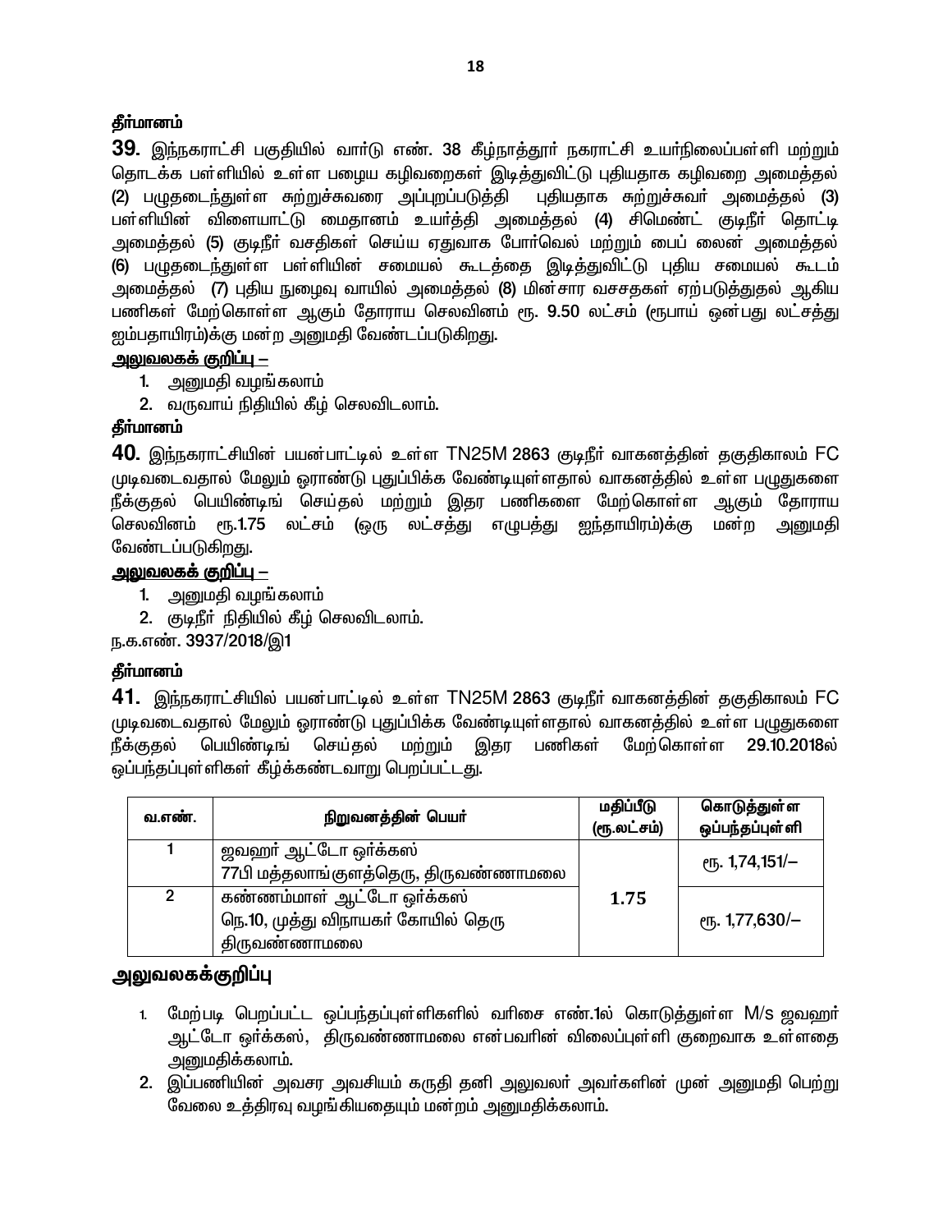**தீர்மானம்**

**39.** இந்நகராட்சி பகுதியில் வார்டு எண். 38 கீழ்நாத்தூர் நகராட்சி உயர்நிலைப்பள்ளி மற்றும் தொடக்க பள்ளியில் உள்ள பழைய கழிவறைகள் இடித்துவிட்டு புதியதாக கழிவறை அமைத்தல் (2) பழுதடைந்துள்ள சுற்றுச்சுவரை அப்புறப்படுத்தி புதியதாக சுற்றுச்சுவர் அமைத்தல் (3) பள்ளியின் விளையாட்டு மைதானம் உயர்த்தி அமைத்தல் (4) சிமெண்ட் குடிநீர் தொட்டி அமைத்தல் (5) குடிநீர் வசதிகள் செய்ய ஏதுவாக போர்வெல் மற்றும் பைப் லைன் அமைத்தல் (6) பழுதடைந்துள்ள பள்ளியின் சமையல் கூடத்தை இடித்துவிட்டு புதிய சமையல் கூடம் அமைத்தல் (7) புதிய நுழைவு வாயில் அமைத்தல் (8) மின்சார வசசதகள் ஏற்படுத்துதல் ஆகிய பணிகள் மேற்கொள்ள ஆகும் தோராய செலவினம் ரூ. 9.50 லட்சம் (ரூபாய் ஒன்பது லட்சத்து ஐம்பதாயிரம்)க்கு மன்ற அனுமதி வேண்டப்படுகிறது.

**அலுவலகக் குறிப்பு –**

1. அனுமதி வழங்கலாம்
2. வருவாய் நிதியில் கீழ் செலவிடலாம்.

**தீர்மானம்**

**40.** இந்நகராட்சியின் பயன்பாட்டில் உள்ள TN25M 2863 குடிநீர் வாகனத்தின் தகுதிகாலம் FC முடிவடைவதால் மேலும் ஓராண்டு புதுப்பிக்க வேண்டியுள்ளதால் வாகனத்தில் உள்ள பழுதுகளை நீக்குதல் பெயிண்டிங் செய்தல் மற்றும் இதர பணிகளை மேற்கொள்ள ஆகும் தோராய செலவினம் ரூ.1.75 லட்சம் (ஒரு லட்சத்து எழுபத்து ஐந்தாயிரம்)க்கு மன்ற அனுமதி வேண்டப்படுகிறது.

**அலுவலகக் குறிப்பு –**

1. அனுமதி வழங்கலாம்
2. குடிநீர் நிதியில் கீழ் செலவிடலாம்.

ந.க.எண். 3937/2018/இ1

**தீர்மானம்**

**41.** இந்நகராட்சியில் பயன்பாட்டில் உள்ள TN25M 2863 குடிநீர் வாகனத்தின் தகுதிகாலம் FC முடிவடைவதால் மேலும் ஓராண்டு புதுப்பிக்க வேண்டியுள்ளதால் வாகனத்தில் உள்ள பழுதுகளை நீக்குதல் பெயிண்டிங் செய்தல் மற்றும் இதர பணிகள் மேற்கொள்ள 29.10.2018ல் ஒப்பந்தப்புள்ளிகள் கீழ்க்கண்டவாறு பெறப்பட்டது.

| வ.எண். | நிறுவனத்தின் பெயர் | மதிப்பீடு (ரூ.லட்சம்) | கொடுத்துள்ள ஒப்பந்தப்புள்ளி |
|---|---|---|---|
| 1 | ஜவஹர் ஆட்டோ ஒர்க்கஸ் 77பி மத்தலாங்குளத்தெரு, திருவண்ணாமலை | 1.75 | ரூ. 1,74,151/– |
| 2 | கண்ணம்மாள் ஆட்டோ ஒர்க்கஸ் நெ.10, முத்து விநாயகர் கோயில் தெரு திருவண்ணாமலை | | ரூ. 1,77,630/– |

**அலுவலகக்குறிப்பு**

1. மேற்படி பெறப்பட்ட ஒப்பந்தப்புள்ளிகளில் வரிசை எண்.1ல் கொடுத்துள்ள M/s ஜவஹர் ஆட்டோ ஒர்க்கஸ், திருவண்ணாமலை என்பவரின் விலைப்புள்ளி குறைவாக உள்ளதை அனுமதிக்கலாம்.
2. இப்பணியின் அவசர அவசியம் கருதி தனி அலுவலர் அவர்களின் முன் அனுமதி பெற்று வேலை உத்திரவு வழங்கியதையும் மன்றம் அனுமதிக்கலாம்.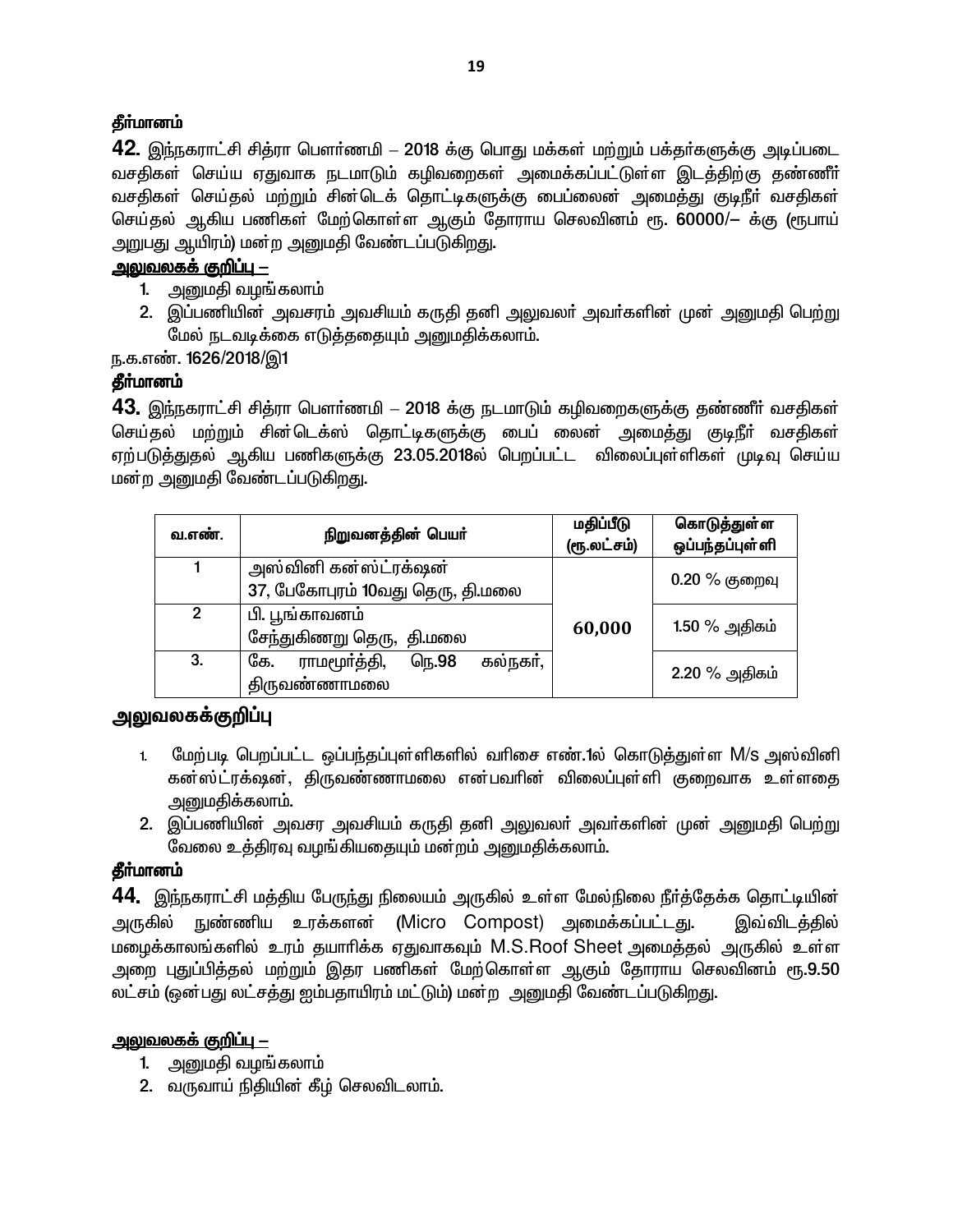**தீர்மானம்**

**42.** இந்நகராட்சி சித்ரா பௌர்ணமி – 2018 க்கு பொது மக்கள் மற்றும் பக்தர்களுக்கு அடிப்படை வசதிகள் செய்ய ஏதுவாக நடமாடும் கழிவறைகள் அமைக்கப்பட்டுள்ள இடத்திற்கு தண்ணீர் வசதிகள் செய்தல் மற்றும் சின்டெக் தொட்டிகளுக்கு பைப்லைன் அமைத்து குடிநீர் வசதிகள் செய்தல் ஆகிய பணிகள் மேற்கொள்ள ஆகும் தோராய செலவினம் ரூ. 60000/– க்கு (ரூபாய் அறுபது ஆயிரம்) மன்ற அனுமதி வேண்டப்படுகிறது.

**அலுவலகக் குறிப்பு –**

1. அனுமதி வழங்கலாம்
2. இப்பணியின் அவசரம் அவசியம் கருதி தனி அலுவலர் அவர்களின் முன் அனுமதி பெற்று மேல் நடவடிக்கை எடுத்ததையும் அனுமதிக்கலாம்.

ந.க.எண். 1626/2018/இ1

**தீர்மானம்**

**43.** இந்நகராட்சி சித்ரா பௌர்ணமி – 2018 க்கு நடமாடும் கழிவறைகளுக்கு தண்ணீர் வசதிகள் செய்தல் மற்றும் சின்டெக்ஸ் தொட்டிகளுக்கு பைப் லைன் அமைத்து குடிநீர் வசதிகள் ஏற்படுத்துதல் ஆகிய பணிகளுக்கு 23.05.2018ல் பெறப்பட்ட விலைப்புள்ளிகள் முடிவு செய்ய மன்ற அனுமதி வேண்டப்படுகிறது.

| வ.எண். | நிறுவனத்தின் பெயர் | மதிப்பீடு (ரூ.லட்சம்) | கொடுத்துள்ள ஒப்பந்தப்புள்ளி |
|---|---|---|---|
| 1 | அஸ்வினி கன்ஸ்ட்ரக்ஷன் 37, பேகோபுரம் 10வது தெரு, தி.மலை | 60,000 | 0.20 % குறைவு |
| 2 | பி. பூங்காவனம் சேந்துகினறு தெரு, தி.மலை | | 1.50 % அதிகம் |
| 3. | கே. ராமமூர்த்தி, நெ.98 கல்நகர், திருவண்ணாமலை | | 2.20 % அதிகம் |

**அலுவலகக்குறிப்பு**

1. மேற்படி பெறப்பட்ட ஒப்பந்தப்புள்ளிகளில் வரிசை எண்.1ல் கொடுத்துள்ள M/s அஸ்வினி கன்ஸ்ட்ரக்ஷன், திருவண்ணாமலை என்பவரின் விலைப்புள்ளி குறைவாக உள்ளதை அனுமதிக்கலாம்.
2. இப்பணியின் அவசர அவசியம் கருதி தனி அலுவலர் அவர்களின் முன் அனுமதி பெற்று வேலை உத்திரவு வழங்கியதையும் மன்றம் அனுமதிக்கலாம்.

**தீர்மானம்**

**44.** இந்நகராட்சி மத்திய பேருந்து நிலையம் அருகில் உள்ள மேல்நிலை நீர்த்தேக்க தொட்டியின் அருகில் நுண்ணிய உரக்களன் (Micro Compost) அமைக்கப்பட்டது. இவ்விடத்தில் மழைக்காலங்களில் உரம் தயாரிக்க ஏதுவாகவும் M.S.Roof Sheet அமைத்தல் அருகில் உள்ள அறை புதுப்பித்தல் மற்றும் இதர பணிகள் மேற்கொள்ள ஆகும் தோராய செலவினம் ரூ.9.50 லட்சம் (ஒன்பது லட்சத்து ஐம்பதாயிரம் மட்டும்) மன்ற அனுமதி வேண்டப்படுகிறது.

**அலுவலகக் குறிப்பு –**

1. அனுமதி வழங்கலாம்
2. வருவாய் நிதியின் கீழ் செலவிடலாம்.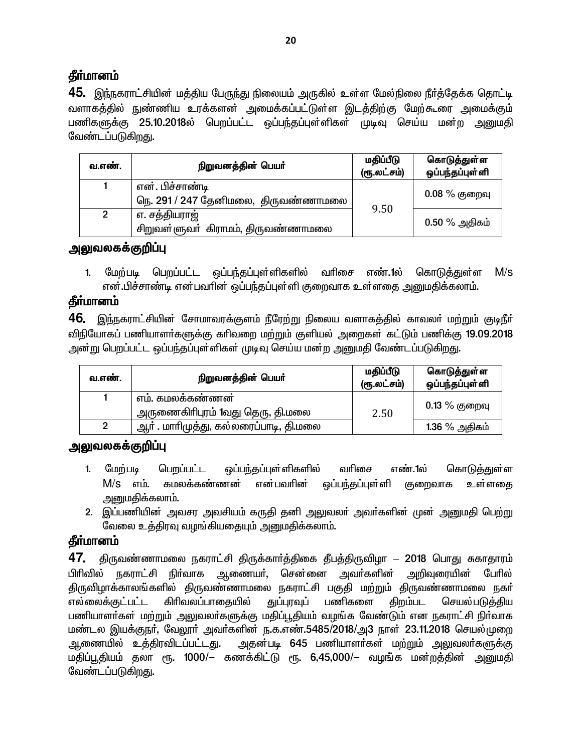### தீர்மானம்

**45.** இந்நகராட்சியின் மத்திய பேருந்து நிலையம் அருகில் உள்ள மேல்நிலை நீர்த்தேக்க தொட்டி வளாகத்தில் நுண்ணிய உரக்களன் அமைக்கப்பட்டுள்ள இடத்திற்கு மேற்கூரை அமைக்கும் பணிகளுக்கு 25.10.2018ல் பெறப்பட்ட ஒப்பந்தப்புள்ளிகள் முடிவு செய்ய மன்ற அனுமதி வேண்டப்படுகிறது.

| வ.எண். | நிறுவனத்தின் பெயர் | மதிப்பீடு (ரூ.லட்சம்) | கொடுத்துள்ள ஒப்பந்தப்புள்ளி |
|---|---|---|---|
| 1 | என். பிச்சாண்டி<br>நெ. 291 / 247 தேனிமலை, திருவண்ணாமலை | 9.50 | 0.08 % குறைவு |
| 2 | எ. சத்தியராஜ்<br>சிறுவள்ளுவர் கிராமம், திருவண்ணாமலை | | 0.50 % அதிகம் |

### அலுவலகக்குறிப்பு

1. மேற்படி பெறப்பட்ட ஒப்பந்தப்புள்ளிகளில் வரிசை எண்.1ல் கொடுத்துள்ள M/s என்.பிச்சாண்டி என்பவரின் ஒப்பந்தப்புள்ளி குறைவாக உள்ளதை அனுமதிக்கலாம்.

### தீர்மானம்

**46.** இந்நகராட்சியின் சோமாவரக்குளம் நீரேற்று நிலைய வளாகத்தில் காவலர் மற்றும் குடிநீர் விநியோகப் பணியாளர்களுக்கு கரிவறை மற்றும் குளியல் அறைகள் கட்டும் பணிக்கு 19.09.2018 அன்று பெறப்பட்ட ஒப்பந்தப்புள்ளிகள் முடிவு செய்ய மன்ற அனுமதி வேண்டப்படுகிறது.

| வ.எண். | நிறுவனத்தின் பெயர் | மதிப்பீடு (ரூ.லட்சம்) | கொடுத்துள்ள ஒப்பந்தப்புள்ளி |
|---|---|---|---|
| 1 | எம். கமலக்கண்ணன்<br>அருணைகிரிபுரம் 1வது தெரு, தி.மலை | 2.50 | 0.13 % குறைவு |
| 2 | ஆர் . மாரிமுத்து, கல்லரைப்பாடி, தி.மலை | | 1.36 % அதிகம் |

### அலுவலகக்குறிப்பு

1. மேற்படி பெறப்பட்ட ஒப்பந்தப்புள்ளிகளில் வரிசை எண்.1ல் கொடுத்துள்ள M/s எம். கமலக்கண்ணன் என்பவரின் ஒப்பந்தப்புள்ளி குறைவாக உள்ளதை அனுமதிக்கலாம்.
2. இப்பணியின் அவசர அவசியம் கருதி தனி அலுவலர் அவர்களின் முன் அனுமதி பெற்று வேலை உத்திரவு வழங்கியதையும் அனுமதிக்கலாம்.

### தீர்மானம்

**47.** திருவண்ணாமலை நகராட்சி திருக்கார்த்திகை தீபத்திருவிழா – 2018 பொது சுகாதாரம் பிரிவில் நகராட்சி நிர்வாக ஆணையர், சென்னை அவர்களின் அறிவுரையின் பேரில் திருவிழாக்காலங்களில் திருவண்ணாமலை நகராட்சி பகுதி மற்றும் திருவண்ணாமலை நகர் எல்லைக்குட்பட்ட கிரிவலப்பாதையில் துப்புரவுப் பணிகளை திறம்பட செயல்படுத்திய பணியாளர்கள் மற்றும் அலுவலர்களுக்கு மதிப்பூதியம் வழங்க வேண்டும் என நகராட்சி நிர்வாக மண்டல இயக்குநர், வேலூர் அவர்களின் ந.க.எண்.5485/2018/அ3 நாள் 23.11.2018 செயல்முறை ஆணையில் உத்திரவிடப்பட்டது. அதன்படி 645 பணியாளர்கள் மற்றும் அலுவலர்களுக்கு மதிப்பூதியம் தலா ரூ. 1000/– கணக்கிட்டு ரூ. 6,45,000/– வழங்க மன்றத்தின் அனுமதி வேண்டப்படுகிறது.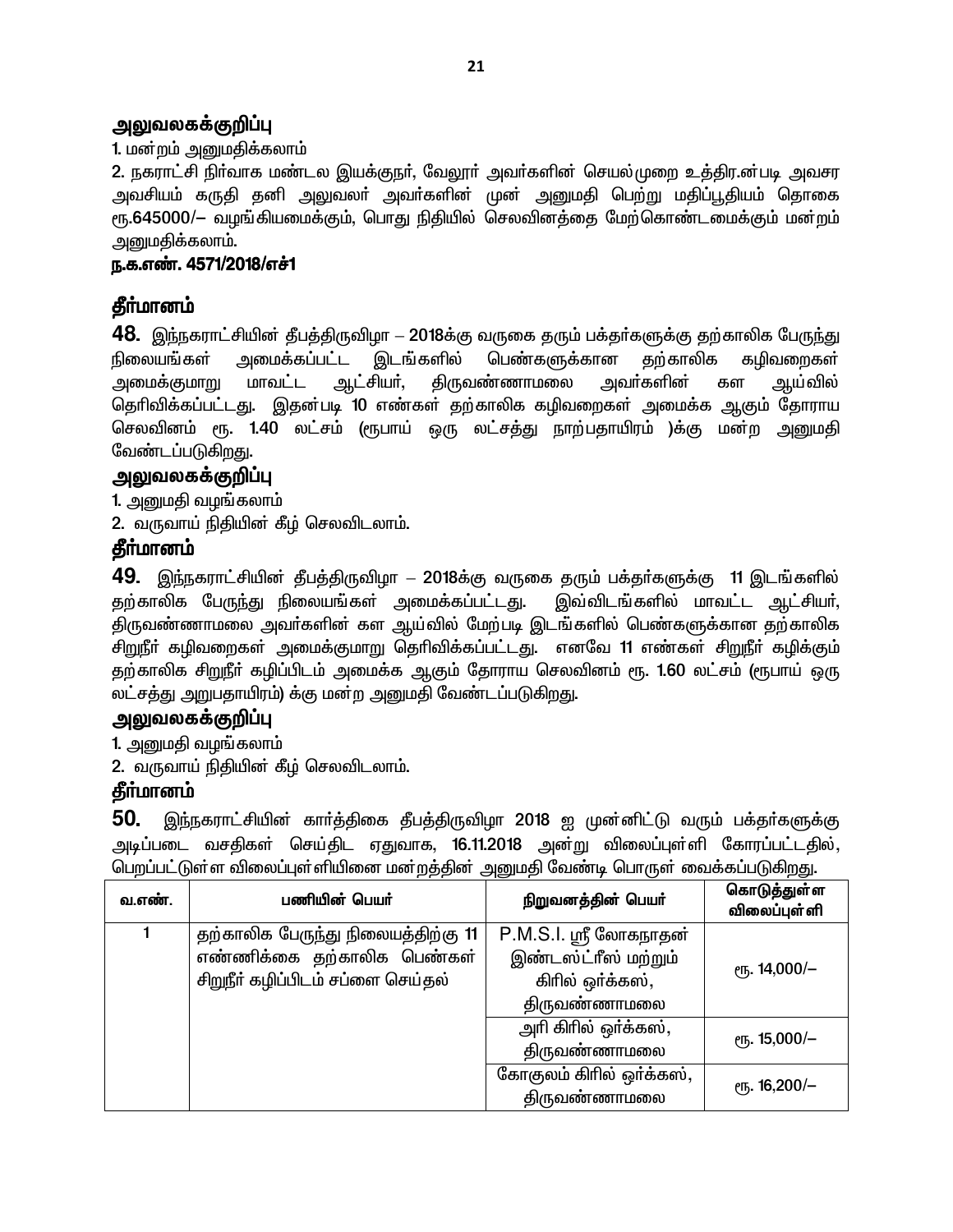## அலுவலகக்குறிப்பு

1. மன்றம் அனுமதிக்கலாம்
2. நகராட்சி நிர்வாக மண்டல இயக்குநர், வேலூர் அவர்களின் செயல்முறை உத்திர.ன்படி அவசர அவசியம் கருதி தனி அலுவலர் அவர்களின் முன் அனுமதி பெற்று மதிப்பூதியம் தொகை ரூ.645000/– வழங்கியமைக்கும், பொது நிதியில் செலவினத்தை மேற்கொண்டமைக்கும் மன்றம் அனுமதிக்கலாம்.

**ந.க.எண். 4571/2018/எச்1**

## தீர்மானம்

**48.** இந்நகராட்சியின் தீபத்திருவிழா – 2018க்கு வருகை தரும் பக்தர்களுக்கு தற்காலிக பேருந்து நிலையங்கள் அமைக்கப்பட்ட இடங்களில் பெண்களுக்கான தற்காலிக கழிவறைகள் அமைக்குமாறு மாவட்ட ஆட்சியர், திருவண்ணாமலை அவர்களின் கள ஆய்வில் தெரிவிக்கப்பட்டது. இதன்படி 10 எண்கள் தற்காலிக கழிவறைகள் அமைக்க ஆகும் தோராய செலவினம் ரூ. 1.40 லட்சம் (ரூபாய் ஒரு லட்சத்து நாற்பதாயிரம் )க்கு மன்ற அனுமதி வேண்டப்படுகிறது.

## அலுவலகக்குறிப்பு

1. அனுமதி வழங்கலாம்
2. வருவாய் நிதியின் கீழ் செலவிடலாம்.

## தீர்மானம்

**49.** இந்நகராட்சியின் தீபத்திருவிழா – 2018க்கு வருகை தரும் பக்தர்களுக்கு 11 இடங்களில் தற்காலிக பேருந்து நிலையங்கள் அமைக்கப்பட்டது. இவ்விடங்களில் மாவட்ட ஆட்சியர், திருவண்ணாமலை அவர்களின் கள ஆய்வில் மேற்படி இடங்களில் பெண்களுக்கான தற்காலிக சிறுநீர் கழிவறைகள் அமைக்குமாறு தெரிவிக்கப்பட்டது. எனவே 11 எண்கள் சிறுநீர் கழிக்கும் தற்காலிக சிறுநீர் கழிப்பிடம் அமைக்க ஆகும் தோராய செலவினம் ரூ. 1.60 லட்சம் (ரூபாய் ஒரு லட்சத்து அறுபதாயிரம்) க்கு மன்ற அனுமதி வேண்டப்படுகிறது.

## அலுவலகக்குறிப்பு

1. அனுமதி வழங்கலாம்
2. வருவாய் நிதியின் கீழ் செலவிடலாம்.

## தீர்மானம்

**50.** இந்நகராட்சியின் கார்த்திகை தீபத்திருவிழா 2018 ஐ முன்னிட்டு வரும் பக்தர்களுக்கு அடிப்படை வசதிகள் செய்திட ஏதுவாக, 16.11.2018 அன்று விலைப்புள்ளி கோரப்பட்டதில், பெறப்பட்டுள்ள விலைப்புள்ளியினை மன்றத்தின் அனுமதி வேண்டி பொருள் வைக்கப்படுகிறது.

| வ.எண். | பணியின் பெயர் | நிறுவனத்தின் பெயர் | கொடுத்துள்ள விலைப்புள்ளி |
|---|---|---|---|
| 1 | தற்காலிக பேருந்து நிலையத்திற்கு 11 எண்ணிக்கை தற்காலிக பெண்கள் சிறுநீர் கழிப்பிடம் சப்ளை செய்தல் | P.M.S.I. ஸ்ரீ லோகநாதன் இண்டஸ்ட்ரீஸ் மற்றும் கிரில் ஒர்க்கஸ், திருவண்ணாமலை | ரூ. 14,000/– |
| | | அரி கிரில் ஒர்க்கஸ், திருவண்ணாமலை | ரூ. 15,000/– |
| | | கோகுலம் கிரில் ஒர்க்கஸ், திருவண்ணாமலை | ரூ. 16,200/– |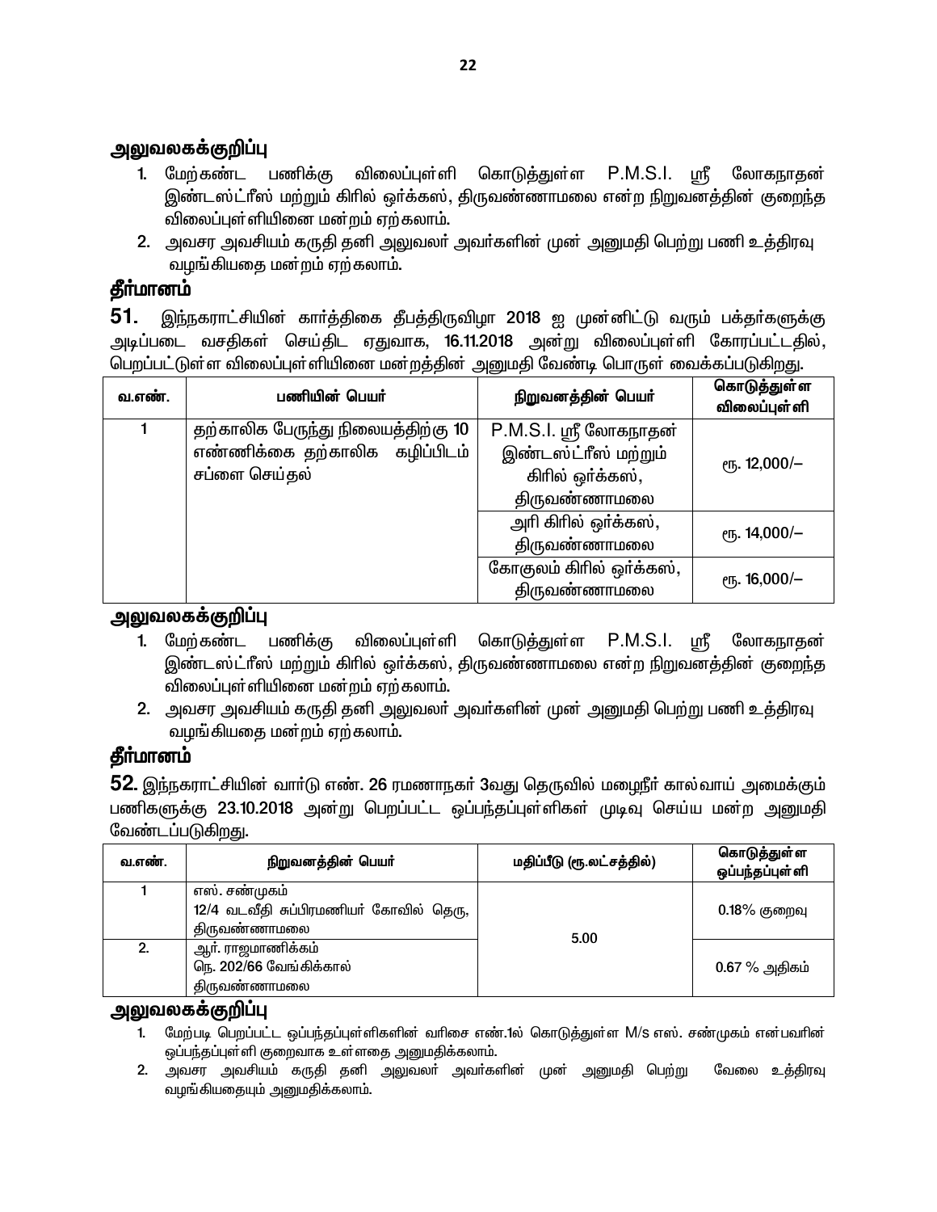## அலுவலகக்குறிப்பு

1. மேற்கண்ட பணிக்கு விலைப்புள்ளி கொடுத்துள்ள P.M.S.I. ஸ்ரீ லோகநாதன் இண்டஸ்ட்ரீஸ் மற்றும் கிரில் ஒர்க்கஸ், திருவண்ணாமலை என்ற நிறுவனத்தின் குறைந்த விலைப்புள்ளியினை மன்றம் ஏற்கலாம்.
2. அவசர அவசியம் கருதி தனி அலுவலர் அவர்களின் முன் அனுமதி பெற்று பணி உத்திரவு வழங்கியதை மன்றம் ஏற்கலாம்.

## தீர்மானம்

**51.** இந்நகராட்சியின் கார்த்திகை தீபத்திருவிழா 2018 ஐ முன்னிட்டு வரும் பக்தர்களுக்கு அடிப்படை வசதிகள் செய்திட ஏதுவாக, 16.11.2018 அன்று விலைப்புள்ளி கோரப்பட்டதில், பெறப்பட்டுள்ள விலைப்புள்ளியினை மன்றத்தின் அனுமதி வேண்டி பொருள் வைக்கப்படுகிறது.

| வ.எண். | பணியின் பெயர் | நிறுவனத்தின் பெயர் | கொடுத்துள்ள விலைப்புள்ளி |
|---|---|---|---|
| 1 | தற்காலிக பேருந்து நிலையத்திற்கு 10 எண்ணிக்கை தற்காலிக கழிப்பிடம் சப்ளை செய்தல் | P.M.S.I. ஸ்ரீ லோகநாதன் இண்டஸ்ட்ரீஸ் மற்றும் கிரில் ஒர்க்கஸ், திருவண்ணாமலை | ரூ. 12,000/– |
| | | அரி கிரில் ஒர்க்கஸ், திருவண்ணாமலை | ரூ. 14,000/– |
| | | கோகுலம் கிரில் ஒர்க்கஸ், திருவண்ணாமலை | ரூ. 16,000/– |

## அலுவலகக்குறிப்பு

1. மேற்கண்ட பணிக்கு விலைப்புள்ளி கொடுத்துள்ள P.M.S.I. ஸ்ரீ லோகநாதன் இண்டஸ்ட்ரீஸ் மற்றும் கிரில் ஒர்க்கஸ், திருவண்ணாமலை என்ற நிறுவனத்தின் குறைந்த விலைப்புள்ளியினை மன்றம் ஏற்கலாம்.
2. அவசர அவசியம் கருதி தனி அலுவலர் அவர்களின் முன் அனுமதி பெற்று பணி உத்திரவு வழங்கியதை மன்றம் ஏற்கலாம்.

## தீர்மானம்

**52.** இந்நகராட்சியின் வார்டு எண். 26 ரமணாநகர் 3வது தெருவில் மழைநீர் கால்வாய் அமைக்கும் பணிகளுக்கு 23.10.2018 அன்று பெறப்பட்ட ஒப்பந்தப்புள்ளிகள் முடிவு செய்ய மன்ற அனுமதி வேண்டப்படுகிறது.

| வ.எண். | நிறுவனத்தின் பெயர் | மதிப்பீடு (ரூ.லட்சத்தில்) | கொடுத்துள்ள ஒப்பந்தப்புள்ளி |
|---|---|---|---|
| 1 | எஸ். சண்முகம்<br>12/4 வடவீதி சுப்பிரமணியர் கோவில் தெரு, திருவண்ணாமலை | 5.00 | 0.18% குறைவு |
| 2. | ஆர். ராஜமாணிக்கம்<br>நெ. 202/66 வேங்கிக்கால்<br>திருவண்ணாமலை | | 0.67 % அதிகம் |

## அலுவலகக்குறிப்பு

1. மேற்படி பெறப்பட்ட ஒப்பந்தப்புள்ளிகளின் வரிசை எண்.1ல் கொடுத்துள்ள M/s எஸ். சண்முகம் என்பவரின் ஒப்பந்தப்புள்ளி குறைவாக உள்ளதை அனுமதிக்கலாம்.
2. அவசர அவசியம் கருதி தனி அலுவலர் அவர்களின் முன் அனுமதி பெற்று வேலை உத்திரவு வழங்கியதையும் அனுமதிக்கலாம்.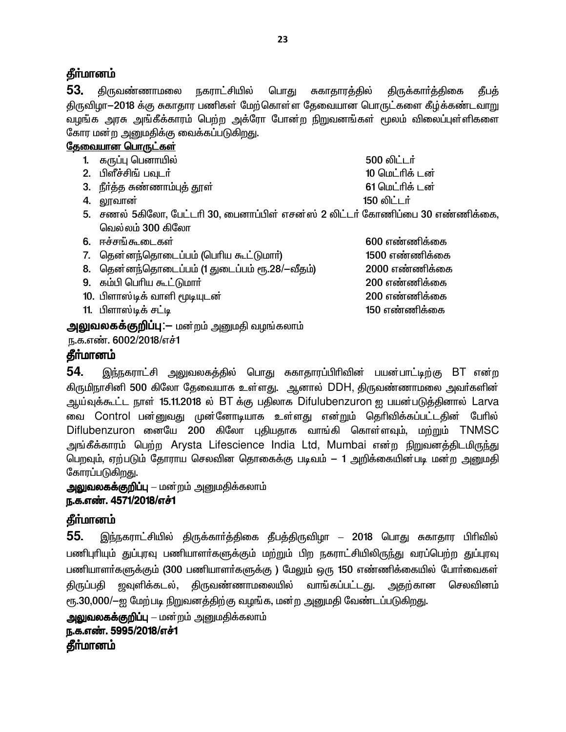**தீர்மானம்**

**53.** திருவண்ணாமலை நகராட்சியில் பொது சுகாதாரத்தில் திருக்கார்த்திகை தீபத் திருவிழா–2018 க்கு சுகாதார பணிகள் மேற்கொள்ள தேவையான பொருட்களை கீழ்க்கண்டவாறு வழங்க அரசு அங்கீகாரம் பெற்ற அக்ரோ போன்ற நிறுவனங்கள் மூலம் விலைப்புள்ளிகளை கோர மன்ற அனுமதிக்கு வைக்கப்படுகிறது.

**தேவையான பொருட்கள்**

1. கருப்பு பெனாயில் — 500 லிட்டர்
2. பிளீச்சிங் பவுடர் — 10 மெட்ரிக் டன்
3. நீர்த்த சுண்ணாம்புத் தூள் — 61 மெட்ரிக் டன்
4. லூவான் — 150 லிட்டர்
5. சணல் 5கிலோ, பேட்டரி 30, பைனாப்பிள் எசன்ஸ் 2 லிட்டர் கோணிப்பை 30 எண்ணிக்கை, வெல்லம் 300 கிலோ
6. ஈச்சங்கூடைகள் — 600 எண்ணிக்கை
7. தென்னந்தொடைப்பம் (பெரிய கூட்டுமார்) — 1500 எண்ணிக்கை
8. தென்னந்தொடைப்பம் (1 துடைப்பம் ரூ.28/–வீதம்) — 2000 எண்ணிக்கை
9. கம்பி பெரிய கூட்டுமார் — 200 எண்ணிக்கை
10. பிளாஸ்டிக் வாளி மூடியுடன் — 200 எண்ணிக்கை
11. பிளாஸ்டிக் சட்டி — 150 எண்ணிக்கை

**அலுவலகக்குறிப்பு**:– மன்றம் அனுமதி வழங்கலாம்

ந.க.எண். 6002/2018/எச்1

**தீர்மானம்**

**54.** இந்நகராட்சி அலுவலகத்தில் பொது சுகாதாரப்பிரிவின் பயன்பாட்டிற்கு BT என்ற கிருமிநாசினி 500 கிலோ தேவையாக உள்ளது. ஆனால் DDH, திருவண்ணாமலை அவர்களின் ஆய்வுக்கூட்ட நாள் 15.11.2018 ல் BT க்கு பதிலாக Difulubenzuron ஐ பயன்படுத்தினால் Larva வை Control பன்னுவது முன்னோடியாக உள்ளது என்றும் தெரிவிக்கப்பட்டதின் பேரில் Diflubenzuron னையே 200 கிலோ புதியதாக வாங்கி கொள்ளவும், மற்றும் TNMSC அங்கீகாரம் பெற்ற Arysta Lifescience India Ltd, Mumbai என்ற நிறுவனத்திடமிருந்து பெறவும், ஏற்படும் தோராய செலவின தொகைக்கு படிவம் – 1 அறிக்கையின்படி மன்ற அனுமதி கோரப்படுகிறது.

**அலுவலகக்குறிப்பு** – மன்றம் அனுமதிக்கலாம்

**ந.க.எண். 4571/2018/எச்1**

**தீர்மானம்**

**55.** இந்நகராட்சியில் திருக்கார்த்திகை தீபத்திருவிழா – 2018 பொது சுகாதார பிரிவில் பணிபுரியும் துப்புரவு பணியாளர்களுக்கும் மற்றும் பிற நகராட்சியிலிருந்து வரப்பெற்ற துப்புரவு பணியாளர்களுக்கும் (300 பணியாளர்களுக்கு ) மேலும் ஒரு 150 எண்ணிக்கையில் போர்வைகள் திருப்பதி ஜவுளிக்கடல், திருவண்ணாமலையில் வாங்கப்பட்டது. அதற்கான செலவினம் ரூ.30,000/–ஐ மேற்படி நிறுவனத்திற்கு வழங்க, மன்ற அனுமதி வேண்டப்படுகிறது.

**அலுவலகக்குறிப்பு** – மன்றம் அனுமதிக்கலாம்

**ந.க.எண். 5995/2018/எச்1**

**தீர்மானம்**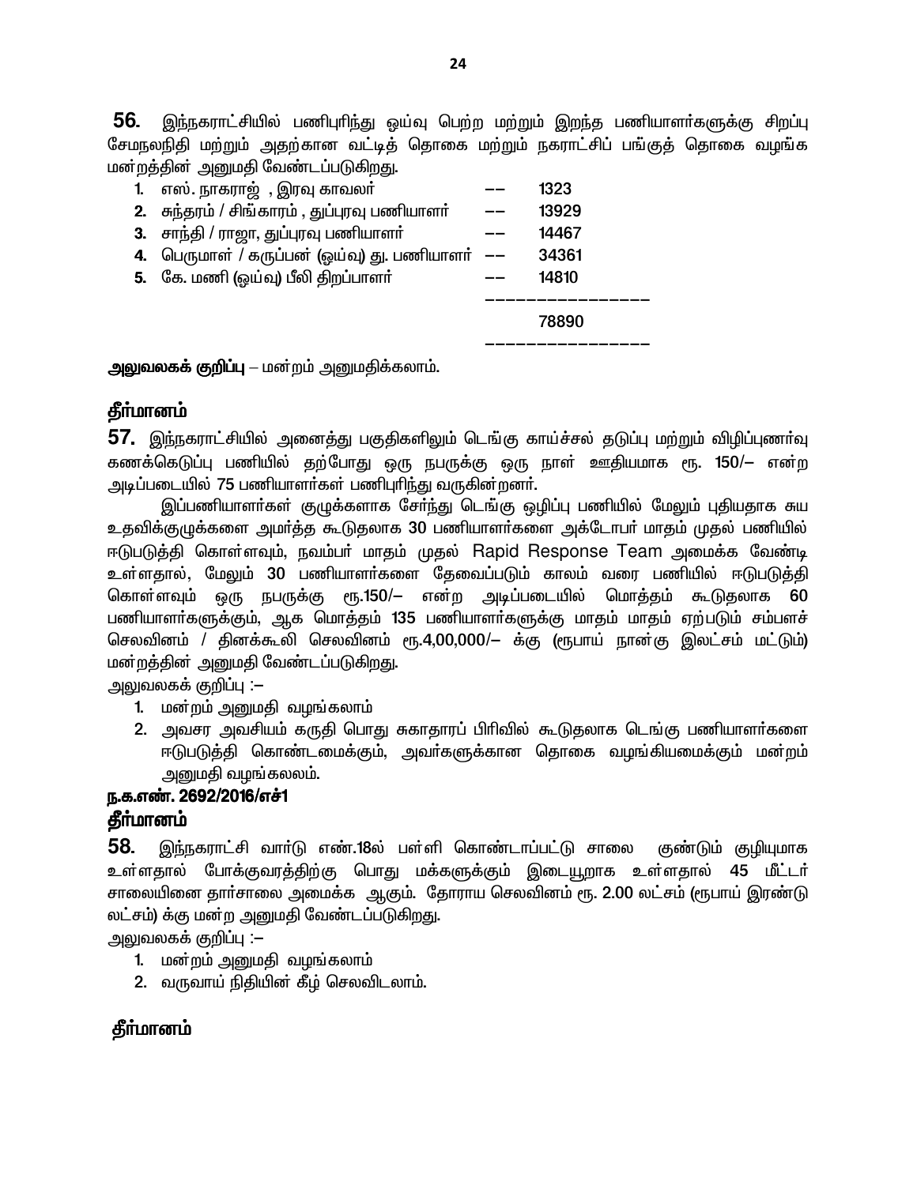**56.** இந்நகராட்சியில் பணிபுரிந்து ஒய்வு பெற்ற மற்றும் இறந்த பணியாளர்களுக்கு சிறப்பு சேமநலநிதி மற்றும் அதற்கான வட்டித் தொகை மற்றும் நகராட்சிப் பங்குத் தொகை வழங்க மன்றத்தின் அனுமதி வேண்டப்படுகிறது.

| | | | |
|---|---|---|---|
| 1. | எஸ். நாகராஜ் , இரவு காவலர் | -- | 1323 |
| 2. | சுந்தரம் / சிங்காரம் , துப்புரவு பணியாளர் | -- | 13929 |
| 3. | சாந்தி / ராஜா, துப்புரவு பணியாளர் | -- | 14467 |
| 4. | பெருமாள் / கருப்பன் (ஓய்வு) து. பணியாளர் | -- | 34361 |
| 5. | கே. மணி (ஓய்வு) பீலி திறப்பாளர் | -- | 14810 |
| | | | 78890 |

**அலுவலகக் குறிப்பு** – மன்றம் அனுமதிக்கலாம்.

**தீர்மானம்**

**57.** இந்நகராட்சியில் அனைத்து பகுதிகளிலும் டெங்கு காய்ச்சல் தடுப்பு மற்றும் விழிப்புணர்வு கணக்கெடுப்பு பணியில் தற்போது ஒரு நபருக்கு ஒரு நாள் ஊதியமாக ரூ. 150/– என்ற அடிப்படையில் 75 பணியாளர்கள் பணிபுரிந்து வருகின்றனர்.

இப்பணியாளர்கள் குழுக்களாக சேர்ந்து டெங்கு ஒழிப்பு பணியில் மேலும் புதியதாக சுய உதவிக்குழுக்களை அமர்த்த கூடுதலாக 30 பணியாளர்களை அக்டோபர் மாதம் முதல் பணியில் ஈடுபடுத்தி கொள்ளவும், நவம்பர் மாதம் முதல் Rapid Response Team அமைக்க வேண்டி உள்ளதால், மேலும் 30 பணியாளர்களை தேவைப்படும் காலம் வரை பணியில் ஈடுபடுத்தி கொள்ளவும் ஒரு நபருக்கு ரூ.150/– என்ற அடிப்படையில் மொத்தம் கூடுதலாக 60 பணியாளர்களுக்கும், ஆக மொத்தம் 135 பணியாளர்களுக்கு மாதம் மாதம் ஏற்படும் சம்பளச் செலவினம் / தினக்கூலி செலவினம் ரூ.4,00,000/– க்கு (ரூபாய் நான்கு இலட்சம் மட்டும்) மன்றத்தின் அனுமதி வேண்டப்படுகிறது.

அலுவலகக் குறிப்பு :–

1. மன்றம் அனுமதி வழங்கலாம்
2. அவசர அவசியம் கருதி பொது சுகாதாரப் பிரிவில் கூடுதலாக டெங்கு பணியாளர்களை ஈடுபடுத்தி கொண்டமைக்கும், அவர்களுக்கான தொகை வழங்கியமைக்கும் மன்றம் அனுமதி வழங்கலலம்.

**ந.க.எண். 2692/2016/எச்1**

**தீர்மானம்**

**58.** இந்நகராட்சி வார்டு எண்.18ல் பள்ளி கொண்டாப்பட்டு சாலை குண்டும் குழியுமாக உள்ளதால் போக்குவரத்திற்கு பொது மக்களுக்கும் இடையூறாக உள்ளதால் 45 மீட்டர் சாலையினை தார்சாலை அமைக்க ஆகும். தோராய செலவினம் ரூ. 2.00 லட்சம் (ரூபாய் இரண்டு லட்சம்) க்கு மன்ற அனுமதி வேண்டப்படுகிறது.

அலுவலகக் குறிப்பு :–

1. மன்றம் அனுமதி வழங்கலாம்
2. வருவாய் நிதியின் கீழ் செலவிடலாம்.

**தீர்மானம்**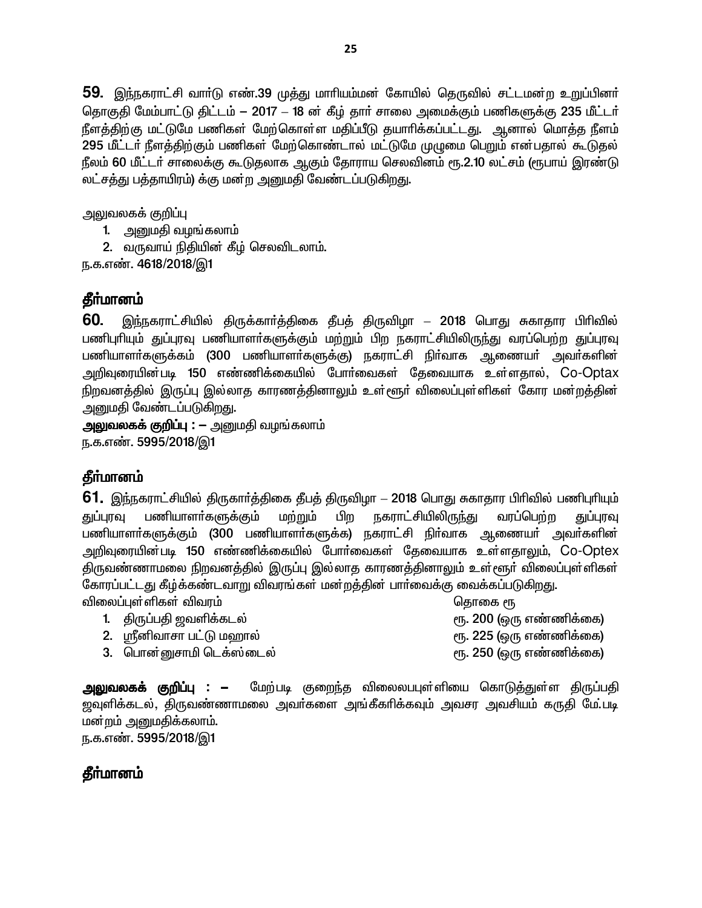**59.** இந்நகராட்சி வார்டு எண்.39 முத்து மாரியம்மன் கோயில் தெருவில் சட்டமன்ற உறுப்பினர் தொகுதி மேம்பாட்டு திட்டம் – 2017 – 18 ன் கீழ் தார் சாலை அமைக்கும் பணிகளுக்கு 235 மீட்டர் நீளத்திற்கு மட்டுமே பணிகள் மேற்கொள்ள மதிப்பீடு தயாரிக்கப்பட்டது. ஆனால் மொத்த நீளம் 295 மீட்டர் நீளத்திற்கும் பணிகள் மேற்கொண்டால் மட்டுமே முழுமை பெறும் என்பதால் கூடுதல் நீலம் 60 மீட்டர் சாலைக்கு கூடுதலாக ஆகும் தோராய செலவினம் ரூ.2.10 லட்சம் (ரூபாய் இரண்டு லட்சத்து பத்தாயிரம்) க்கு மன்ற அனுமதி வேண்டப்படுகிறது.

அலுவலகக் குறிப்பு

1. அனுமதி வழங்கலாம்
2. வருவாய் நிதியின் கீழ் செலவிடலாம்.

ந.க.எண். 4618/2018/இ1

## தீர்மானம்

**60.** இந்நகராட்சியில் திருக்கார்த்திகை தீபத் திருவிழா – 2018 பொது சுகாதார பிரிவில் பணிபுரியும் துப்புரவு பணியாளர்களுக்கும் மற்றும் பிற நகராட்சியிலிருந்து வரப்பெற்ற துப்புரவு பணியாளர்களுக்கம் (300 பணியாளர்களுக்கு) நகராட்சி நிர்வாக ஆணையர் அவர்களின் அறிவுரையின்படி 150 எண்ணிக்கையில் போர்வைகள் தேவையாக உள்ளதால், Co-Optax நிறவனத்தில் இருப்பு இல்லாத காரணத்தினாலும் உள்ளூர் விலைப்புள்ளிகள் கோர மன்றத்தின் அனுமதி வேண்டப்படுகிறது.

**அலுவலகக் குறிப்பு : –** அனுமதி வழங்கலாம்

ந.க.எண். 5995/2018/இ1

## தீர்மானம்

**61.** இந்நகராட்சியில் திருகார்த்திகை தீபத் திருவிழா – 2018 பொது சுகாதார பிரிவில் பணிபுரியும் துப்புரவு பணியாளர்களுக்கும் மற்றும் பிற நகராட்சியிலிருந்து வரப்பெற்ற துப்புரவு பணியாளர்களுக்கும் (300 பணியாளர்களுக்க) நகராட்சி நிர்வாக ஆணையர் அவர்களின் அறிவுரையின்படி 150 எண்ணிக்கையில் போர்வைகள் தேவையாக உள்ளதாலும், Co-Optex திருவண்ணாமலை நிறவனத்தில் இருப்பு இல்லாத காரணத்தினாலும் உள்ளூர் விலைப்புள்ளிகள் கோரப்பட்டது கீழ்க்கண்டவாறு விவரங்கள் மன்றத்தின் பார்வைக்கு வைக்கப்படுகிறது.

| விலைப்புள்ளிகள் விவரம் | தொகை ரூ |
|---|---|
| 1. திருப்பதி ஜவளிக்கடல் | ரூ. 200 (ஒரு எண்ணிக்கை) |
| 2. ஸ்ரீனிவாசா பட்டு மஹால் | ரூ. 225 (ஒரு எண்ணிக்கை) |
| 3. பொன்னுசாமி டெக்ஸ்டைல் | ரூ. 250 (ஒரு எண்ணிக்கை) |

**அலுவலகக் குறிப்பு : –** மேற்படி குறைந்த விலைலபுள்ளியை கொடுத்துள்ள திருப்பதி ஜவுளிக்கடல், திருவண்ணாமலை அவர்களை அங்கீகரிக்கவும் அவசர அவசியம் கருதி மேஃபடி மன்றம் அனுமதிக்கலாம்.

ந.க.எண். 5995/2018/இ1

## தீர்மானம்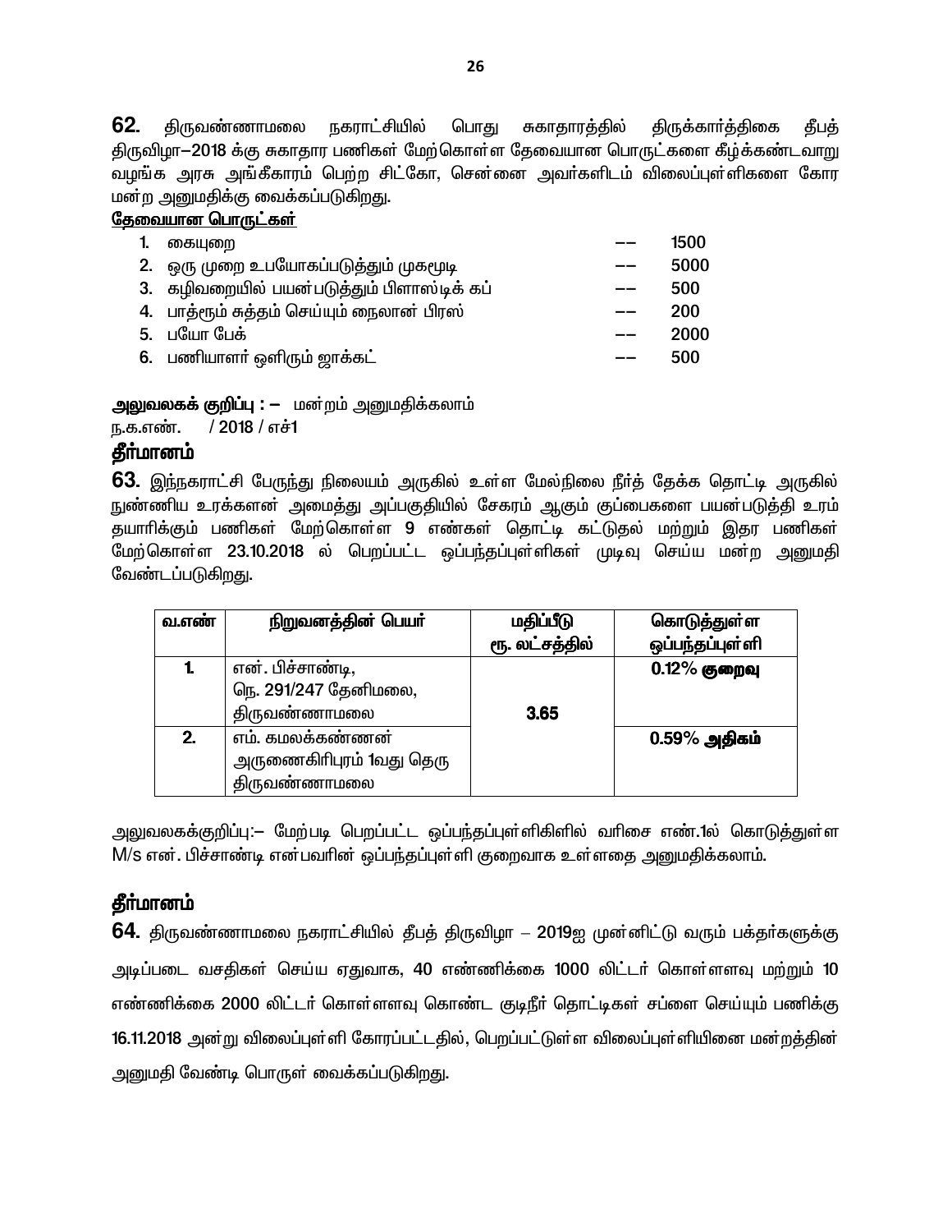**62.** திருவண்ணாமலை நகராட்சியில் பொது சுகாதாரத்தில் திருக்கார்த்திகை தீபத் திருவிழா–2018 க்கு சுகாதார பணிகள் மேற்கொள்ள தேவையான பொருட்களை கீழ்க்கண்டவாறு வழங்க அரசு அங்கீகாரம் பெற்ற சிட்கோ, சென்னை அவர்களிடம் விலைப்புள்ளிகளை கோர மன்ற அனுமதிக்கு வைக்கப்படுகிறது.

**தேவையான பொருட்கள்**

1. கையுறை –– 1500
2. ஒரு முறை உபயோகப்படுத்தும் முகமூடி –– 5000
3. கழிவறையில் பயன்படுத்தும் பிளாஸ்டிக் கப் –– 500
4. பாத்ரூம் சுத்தம் செய்யும் நைலான் பிரஸ் –– 200
5. பயோ பேக் –– 2000
6. பணியாளர் ஒளிரும் ஜாக்கட் –– 500

**அலுவலகக் குறிப்பு : –** மன்றம் அனுமதிக்கலாம்

ந.க.எண். / 2018 / எச்1

## தீர்மானம்

**63.** இந்நகராட்சி பேருந்து நிலையம் அருகில் உள்ள மேல்நிலை நீர்த் தேக்க தொட்டி அருகில் நுண்ணிய உரக்களன் அமைத்து அப்பகுதியில் சேகரம் ஆகும் குப்பைகளை பயன்படுத்தி உரம் தயாரிக்கும் பணிகள் மேற்கொள்ள 9 எண்கள் தொட்டி கட்டுதல் மற்றும் இதர பணிகள் மேற்கொள்ள 23.10.2018 ல் பெறப்பட்ட ஒப்பந்தப்புள்ளிகள் முடிவு செய்ய மன்ற அனுமதி வேண்டப்படுகிறது.

| வ.எண் | நிறுவனத்தின் பெயர் | மதிப்பீடு ரூ. லட்சத்தில் | கொடுத்துள்ள ஒப்பந்தப்புள்ளி |
|---|---|---|---|
| 1. | என். பிச்சாண்டி, நெ. 291/247 தேனிமலை, திருவண்ணாமலை | 3.65 | **0.12% குறைவு** |
| 2. | எம். கமலக்கண்ணன் அருணைகிரிபுரம் 1வது தெரு திருவண்ணாமலை | | **0.59% அதிகம்** |

அலுவலகக்குறிப்பு:– மேற்படி பெறப்பட்ட ஒப்பந்தப்புள்ளிகிளில் வரிசை எண்.1ல் கொடுத்துள்ள M/s என். பிச்சாண்டி என்பவரின் ஒப்பந்தப்புள்ளி குறைவாக உள்ளதை அனுமதிக்கலாம்.

## தீர்மானம்

**64.** திருவண்ணாமலை நகராட்சியில் தீபத் திருவிழா – 2019ஐ முன்னிட்டு வரும் பக்தர்களுக்கு அடிப்படை வசதிகள் செய்ய ஏதுவாக, 40 எண்ணிக்கை 1000 லிட்டர் கொள்ளளவு மற்றும் 10 எண்ணிக்கை 2000 லிட்டர் கொள்ளளவு கொண்ட குடிநீர் தொட்டிகள் சப்ளை செய்யும் பணிக்கு 16.11.2018 அன்று விலைப்புள்ளி கோரப்பட்டதில், பெறப்பட்டுள்ள விலைப்புள்ளியினை மன்றத்தின் அனுமதி வேண்டி பொருள் வைக்கப்படுகிறது.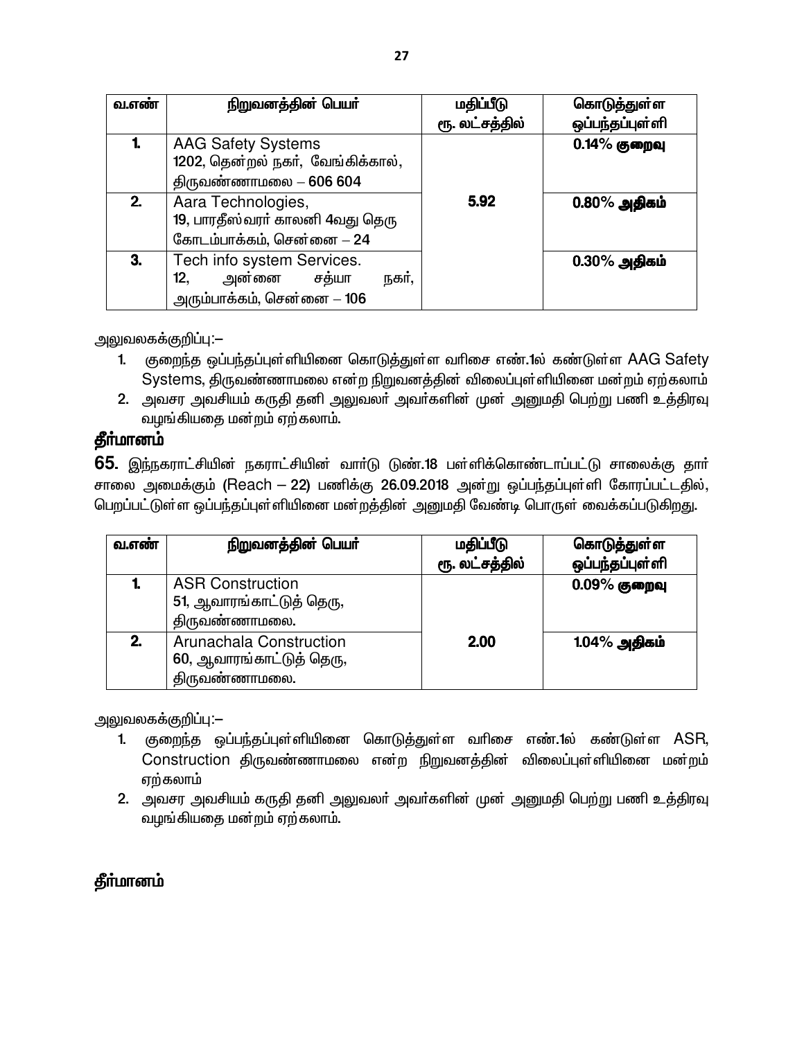| வ.எண் | நிறுவனத்தின் பெயர் | மதிப்பீடு ரூ. லட்சத்தில் | கொடுத்துள்ள ஒப்பந்தப்புள்ளி |
|---|---|---|---|
| 1. | AAG Safety Systems<br>1202, தென்றல் நகர், வேங்கிக்கால்,<br>திருவண்ணாமலை – 606 604 | 5.92 | **0.14% குறைவு** |
| 2. | Aara Technologies,<br>19, பாரதீஸ்வரர் காலனி 4வது தெரு<br>கோடம்பாக்கம், சென்னை – 24 | | **0.80% அதிகம்** |
| 3. | Tech info system Services.<br>12, அன்னை சத்யா நகர்,<br>அரும்பாக்கம், சென்னை – 106 | | **0.30% அதிகம்** |

அலுவலகக்குறிப்பு:–

1. குறைந்த ஒப்பந்தப்புள்ளியினை கொடுத்துள்ள வரிசை எண்.1ல் கண்டுள்ள AAG Safety Systems, திருவண்ணாமலை என்ற நிறுவனத்தின் விலைப்புள்ளியினை மன்றம் ஏற்கலாம்
2. அவசர அவசியம் கருதி தனி அலுவலர் அவர்களின் முன் அனுமதி பெற்று பணி உத்திரவு வழங்கியதை மன்றம் ஏற்கலாம்.

## தீர்மானம்

**65.** இந்நகராட்சியின் நகராட்சியின் வார்டு டுண்.18 பள்ளிக்கொண்டாப்பட்டு சாலைக்கு தார் சாலை அமைக்கும் (Reach – 22) பணிக்கு 26.09.2018 அன்று ஒப்பந்தப்புள்ளி கோரப்பட்டதில், பெறப்பட்டுள்ள ஒப்பந்தப்புள்ளியினை மன்றத்தின் அனுமதி வேண்டி பொருள் வைக்கப்படுகிறது.

| வ.எண் | நிறுவனத்தின் பெயர் | மதிப்பீடு ரூ. லட்சத்தில் | கொடுத்துள்ள ஒப்பந்தப்புள்ளி |
|---|---|---|---|
| 1. | ASR Construction<br>51, ஆவாரங்காட்டுத் தெரு,<br>திருவண்ணாமலை. | 2.00 | **0.09% குறைவு** |
| 2. | Arunachala Construction<br>60, ஆவாரங்காட்டுத் தெரு,<br>திருவண்ணாமலை. | | **1.04% அதிகம்** |

அலுவலகக்குறிப்பு:–

1. குறைந்த ஒப்பந்தப்புள்ளியினை கொடுத்துள்ள வரிசை எண்.1ல் கண்டுள்ள ASR, Construction திருவண்ணாமலை என்ற நிறுவனத்தின் விலைப்புள்ளியினை மன்றம் ஏற்கலாம்
2. அவசர அவசியம் கருதி தனி அலுவலர் அவர்களின் முன் அனுமதி பெற்று பணி உத்திரவு வழங்கியதை மன்றம் ஏற்கலாம்.

## தீர்மானம்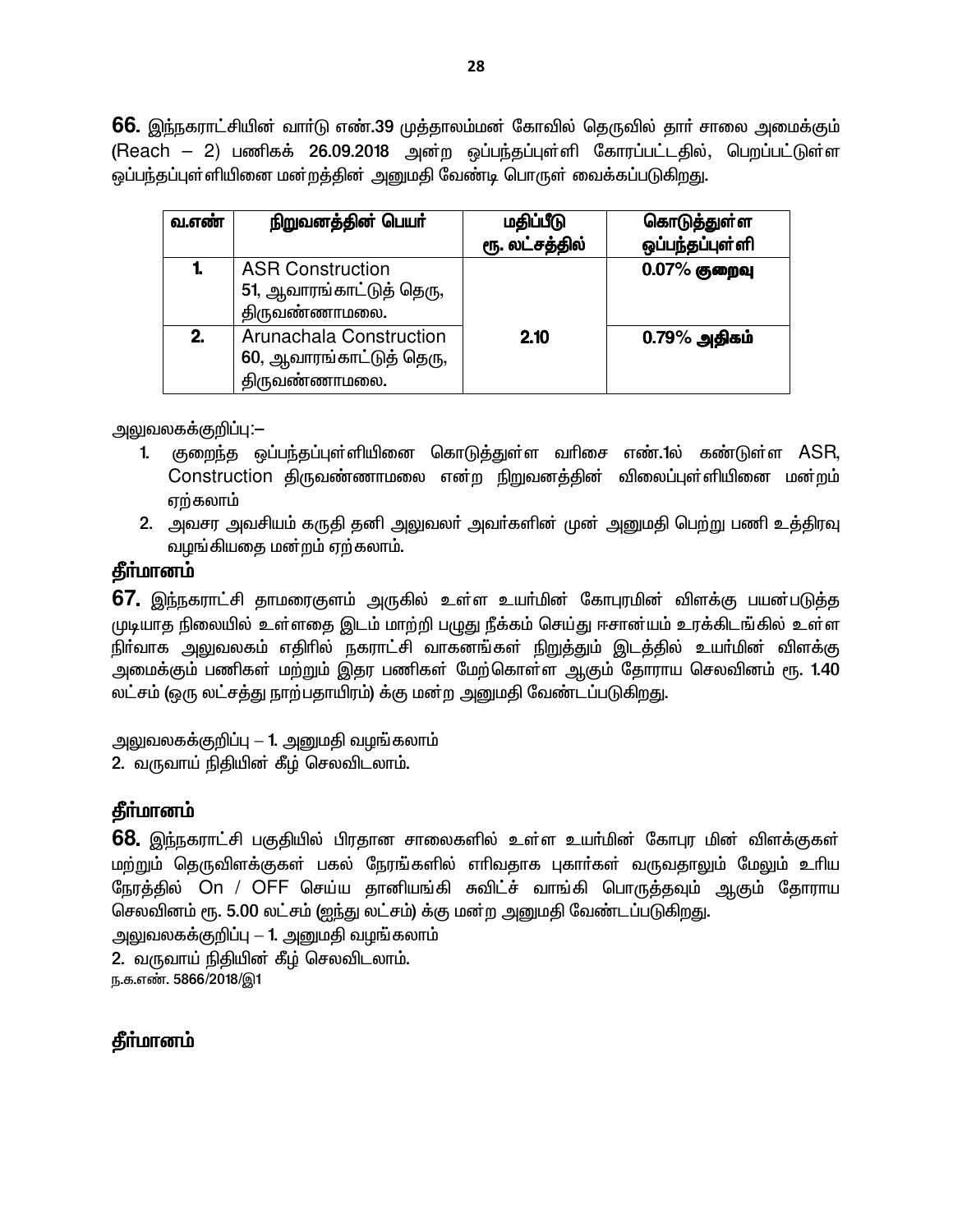**66.** இந்நகராட்சியின் வார்டு எண்.39 முத்தாலம்மன் கோவில் தெருவில் தார் சாலை அமைக்கும் (Reach – 2) பணிகக் 26.09.2018 அன்ற ஒப்பந்தப்புள்ளி கோரப்பட்டதில், பெறப்பட்டுள்ள ஒப்பந்தப்புள்ளியினை மன்றத்தின் அனுமதி வேண்டி பொருள் வைக்கப்படுகிறது.

| வ.எண் | நிறுவனத்தின் பெயர் | மதிப்பீடு ரூ. லட்சத்தில் | கொடுத்துள்ள ஒப்பந்தப்புள்ளி |
|---|---|---|---|
| 1. | ASR Construction 51, ஆவாரங்காட்டுத் தெரு, திருவண்ணாமலை. | 2.10 | 0.07% குறைவு |
| 2. | Arunachala Construction 60, ஆவாரங்காட்டுத் தெரு, திருவண்ணாமலை. | | 0.79% அதிகம் |

அலுவலகக்குறிப்பு:–

1. குறைந்த ஒப்பந்தப்புள்ளியினை கொடுத்துள்ள வரிசை எண்.1ல் கண்டுள்ள ASR, Construction திருவண்ணாமலை என்ற நிறுவனத்தின் விலைப்புள்ளியினை மன்றம் ஏற்கலாம்
2. அவசர அவசியம் கருதி தனி அலுவலர் அவர்களின் முன் அனுமதி பெற்று பணி உத்திரவு வழங்கியதை மன்றம் ஏற்கலாம்.

**தீர்மானம்**

**67.** இந்நகராட்சி தாமரைகுளம் அருகில் உள்ள உயர்மின் கோபுரமின் விளக்கு பயன்படுத்த முடியாத நிலையில் உள்ளதை இடம் மாற்றி பழுது நீக்கம் செய்து ஈசான்யம் உரக்கிடங்கில் உள்ள நிர்வாக அலுவலகம் எதிரில் நகராட்சி வாகனங்கள் நிறுத்தும் இடத்தில் உயர்மின் விளக்கு அமைக்கும் பணிகள் மற்றும் இதர பணிகள் மேற்கொள்ள ஆகும் தோராய செலவினம் ரூ. 1.40 லட்சம் (ஒரு லட்சத்து நாற்பதாயிரம்) க்கு மன்ற அனுமதி வேண்டப்படுகிறது.

அலுவலகக்குறிப்பு – 1. அனுமதி வழங்கலாம்
2. வருவாய் நிதியின் கீழ் செலவிடலாம்.

**தீர்மானம்**

**68.** இந்நகராட்சி பகுதியில் பிரதான சாலைகளில் உள்ள உயர்மின் கோபுர மின் விளக்குகள் மற்றும் தெருவிளக்குகள் பகல் நேரங்களில் எரிவதாக புகார்கள் வருவதாலும் மேலும் உரிய நேரத்தில் On / OFF செய்ய தானியங்கி சுவிட்ச் வாங்கி பொருத்தவும் ஆகும் தோராய செலவினம் ரூ. 5.00 லட்சம் (ஐந்து லட்சம்) க்கு மன்ற அனுமதி வேண்டப்படுகிறது.
அலுவலகக்குறிப்பு – 1. அனுமதி வழங்கலாம்
2. வருவாய் நிதியின் கீழ் செலவிடலாம்.
ந.க.எண். 5866/2018/இ1

**தீர்மானம்**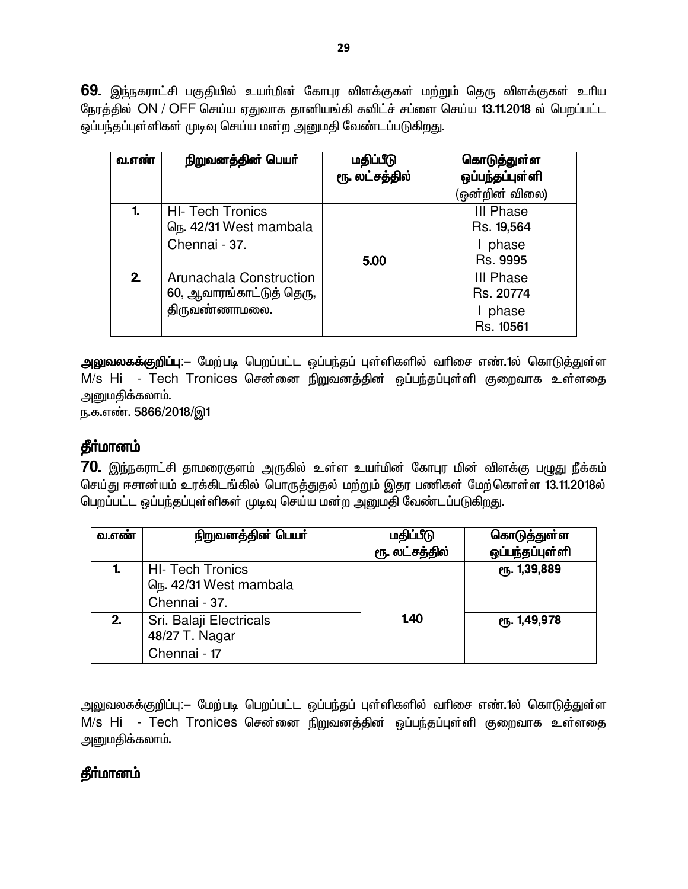**69.** இந்நகராட்சி பகுதியில் உயர்மின் கோபுர விளக்குகள் மற்றும் தெரு விளக்குகள் உரிய நேரத்தில் ON / OFF செய்ய ஏதுவாக தானியங்கி சுவிட்ச் சப்ளை செய்ய 13.11.2018 ல் பெறப்பட்ட ஒப்பந்தப்புள்ளிகள் முடிவு செய்ய மன்ற அனுமதி வேண்டப்படுகிறது.

| வ.எண் | நிறுவனத்தின் பெயர் | மதிப்பீடு ரூ. லட்சத்தில் | கொடுத்துள்ள ஒப்பந்தப்புள்ளி (ஒன்றின் விலை) |
|---|---|---|---|
| 1. | HI- Tech Tronics<br>நெ. 42/31 West mambala<br>Chennai - 37. | 5.00 | III Phase<br>Rs. 19,564<br>I phase<br>Rs. 9995 |
| 2. | Arunachala Construction<br>60, ஆவாரங்காட்டுத் தெரு,<br>திருவண்ணாமலை. | | III Phase<br>Rs. 20774<br>I phase<br>Rs. 10561 |

**அலுவலகக்குறிப்பு:–** மேற்படி பெறப்பட்ட ஒப்பந்தப் புள்ளிகளில் வரிசை எண்.1ல் கொடுத்துள்ள M/s Hi - Tech Tronices சென்னை நிறுவனத்தின் ஒப்பந்தப்புள்ளி குறைவாக உள்ளதை அனுமதிக்கலாம்.

ந.க.எண். 5866/2018/இ1

**தீர்மானம்**

**70.** இந்நகராட்சி தாமரைகுளம் அருகில் உள்ள உயர்மின் கோபுர மின் விளக்கு பழுது நீக்கம் செய்து ஈசான்யம் உரக்கிடங்கில் பொருத்துதல் மற்றும் இதர பணிகள் மேற்கொள்ள 13.11.2018ல் பெறப்பட்ட ஒப்பந்தப்புள்ளிகள் முடிவு செய்ய மன்ற அனுமதி வேண்டப்படுகிறது.

| வ.எண் | நிறுவனத்தின் பெயர் | மதிப்பீடு ரூ. லட்சத்தில் | கொடுத்துள்ள ஒப்பந்தப்புள்ளி |
|---|---|---|---|
| 1. | HI- Tech Tronics<br>நெ. 42/31 West mambala<br>Chennai - 37. | 1.40 | ரூ. 1,39,889 |
| 2. | Sri. Balaji Electricals<br>48/27 T. Nagar<br>Chennai - 17 | | ரூ. 1,49,978 |

அலுவலகக்குறிப்பு:– மேற்படி பெறப்பட்ட ஒப்பந்தப் புள்ளிகளில் வரிசை எண்.1ல் கொடுத்துள்ள M/s Hi - Tech Tronices சென்னை நிறுவனத்தின் ஒப்பந்தப்புள்ளி குறைவாக உள்ளதை அனுமதிக்கலாம்.

**தீர்மானம்**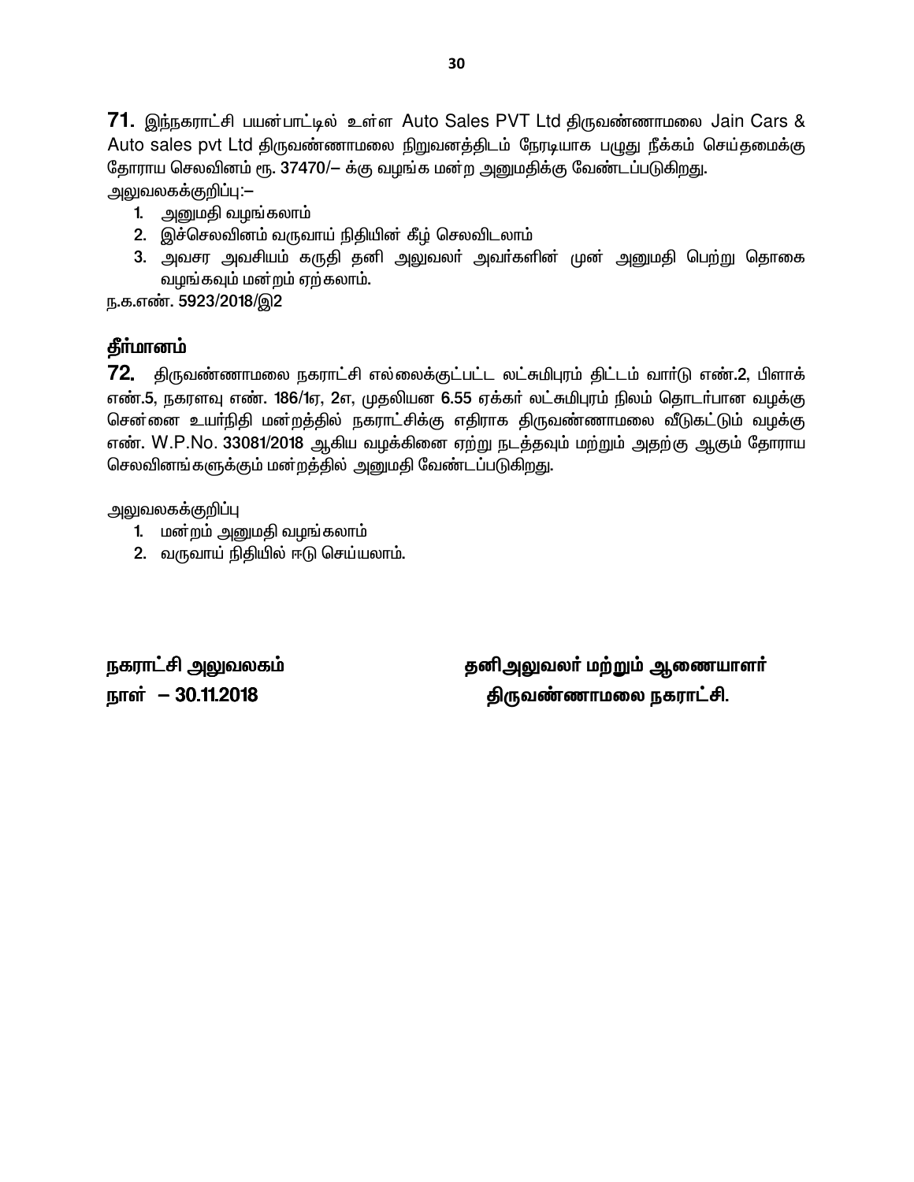**71.** இந்நகராட்சி பயன்பாட்டில் உள்ள Auto Sales PVT Ltd திருவண்ணாமலை Jain Cars & Auto sales pvt Ltd திருவண்ணாமலை நிறுவனத்திடம் நேரடியாக பழுது நீக்கம் செய்தமைக்கு தோராய செலவினம் ரூ. 37470/– க்கு வழங்க மன்ற அனுமதிக்கு வேண்டப்படுகிறது.

அலுவலகக்குறிப்பு:–

1. அனுமதி வழங்கலாம்
2. இச்செலவினம் வருவாய் நிதியின் கீழ் செலவிடலாம்
3. அவசர அவசியம் கருதி தனி அலுவலர் அவர்களின் முன் அனுமதி பெற்று தொகை வழங்கவும் மன்றம் ஏற்கலாம்.

ந.க.எண். 5923/2018/இ2

## தீர்மானம்

**72.** திருவண்ணாமலை நகராட்சி எல்லைக்குட்பட்ட லட்சுமிபுரம் திட்டம் வார்டு எண்.2, பிளாக் எண்.5, நகரளவு எண். 186/1ஏ, 2எ, முதலியன 6.55 ஏக்கர் லட்சுமிபுரம் நிலம் தொடர்பான வழக்கு சென்னை உயர்நிதி மன்றத்தில் நகராட்சிக்கு எதிராக திருவண்ணாமலை வீடுகட்டும் வழக்கு எண். W.P.No. 33081/2018 ஆகிய வழக்கினை ஏற்று நடத்தவும் மற்றும் அதற்கு ஆகும் தோராய செலவினங்களுக்கும் மன்றத்தில் அனுமதி வேண்டப்படுகிறது.

அலுவலகக்குறிப்பு

1. மன்றம் அனுமதி வழங்கலாம்
2. வருவாய் நிதியில் ஈடு செய்யலாம்.

**நகராட்சி அலுவலகம்**
**நாள் – 30.11.2018**

**தனிஅலுவலர் மற்றும் ஆணையாளர்**
**திருவண்ணாமலை நகராட்சி.**